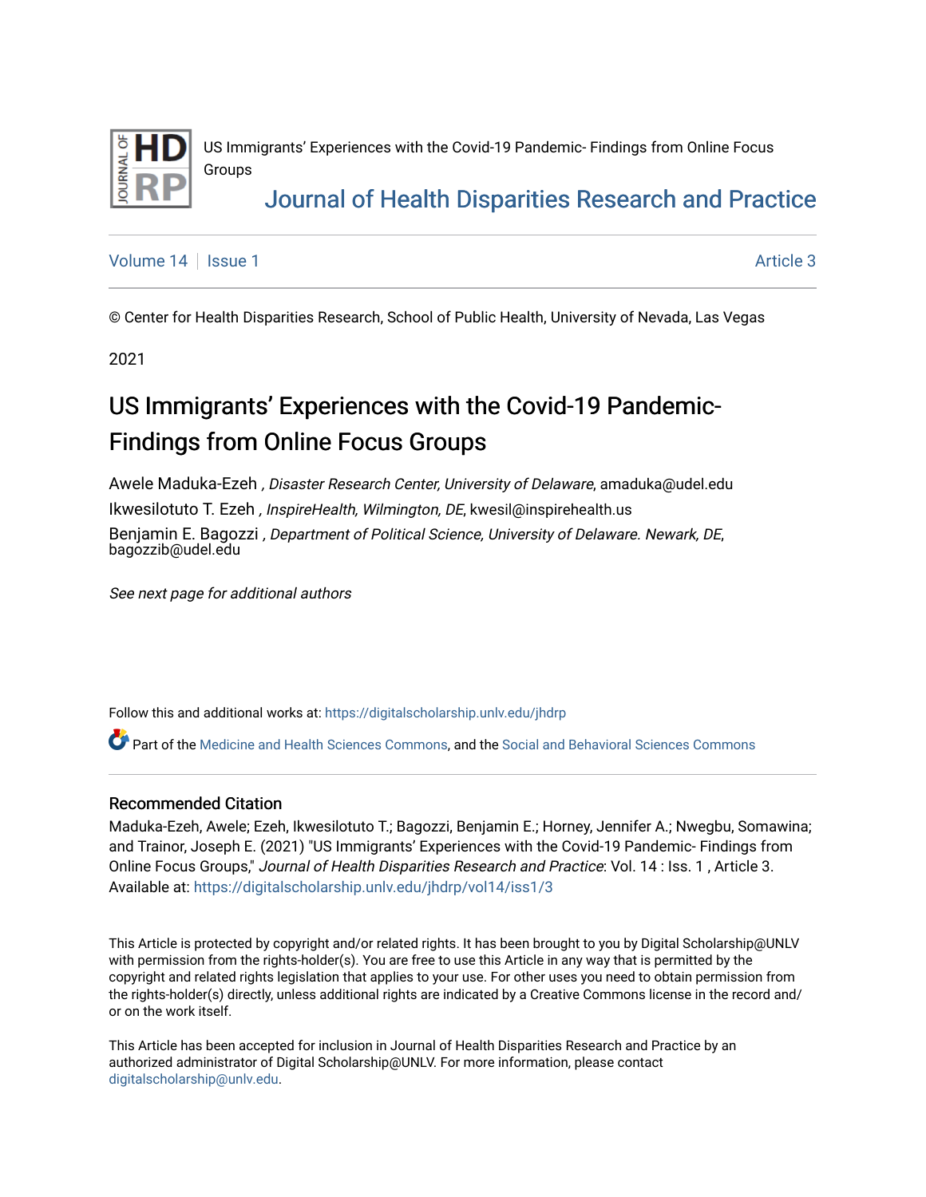US Immigrants’ Experiences with the Covid-19 Pandemic- Findings from Online Focus Groups

Journal of Health Disparities Research and Practice

Volume 14 | Issue 1 | Article 3

© Center for Health Disparities Research, School of Public Health, University of Nevada, Las Vegas

2021

# US Immigrants’ Experiences with the Covid-19 Pandemic- Findings from Online Focus Groups

Awele Maduka-Ezeh , *Disaster Research Center, University of Delaware*, amaduka@udel.edu

Ikwesilotuto T. Ezeh , *InspireHealth, Wilmington, DE*, kwesil@inspirehealth.us

Benjamin E. Bagozzi , *Department of Political Science, University of Delaware. Newark, DE*, bagozzib@udel.edu

*See next page for additional authors*

Follow this and additional works at: https://digitalscholarship.unlv.edu/jhdrp

Part of the Medicine and Health Sciences Commons, and the Social and Behavioral Sciences Commons

## Recommended Citation

Maduka-Ezeh, Awele; Ezeh, Ikwesilotuto T.; Bagozzi, Benjamin E.; Horney, Jennifer A.; Nwegbu, Somawina; and Trainor, Joseph E. (2021) "US Immigrants’ Experiences with the Covid-19 Pandemic- Findings from Online Focus Groups," *Journal of Health Disparities Research and Practice*: Vol. 14 : Iss. 1 , Article 3.
Available at: https://digitalscholarship.unlv.edu/jhdrp/vol14/iss1/3

This Article is protected by copyright and/or related rights. It has been brought to you by Digital Scholarship@UNLV with permission from the rights-holder(s). You are free to use this Article in any way that is permitted by the copyright and related rights legislation that applies to your use. For other uses you need to obtain permission from the rights-holder(s) directly, unless additional rights are indicated by a Creative Commons license in the record and/ or on the work itself.

This Article has been accepted for inclusion in Journal of Health Disparities Research and Practice by an authorized administrator of Digital Scholarship@UNLV. For more information, please contact digitalscholarship@unlv.edu.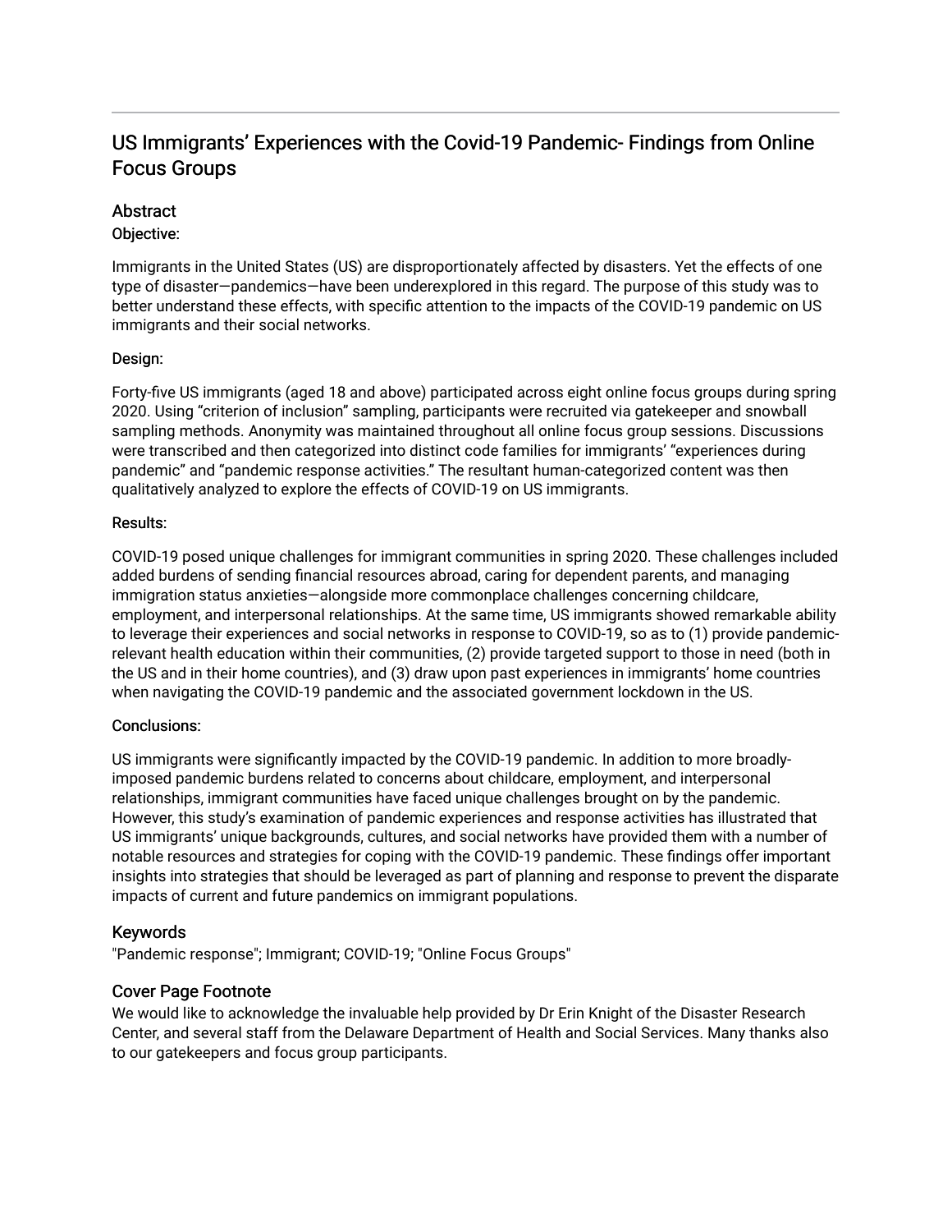# US Immigrants' Experiences with the Covid-19 Pandemic- Findings from Online Focus Groups

## Abstract

### Objective:

Immigrants in the United States (US) are disproportionately affected by disasters. Yet the effects of one type of disaster—pandemics—have been underexplored in this regard. The purpose of this study was to better understand these effects, with specific attention to the impacts of the COVID-19 pandemic on US immigrants and their social networks.

### Design:

Forty-five US immigrants (aged 18 and above) participated across eight online focus groups during spring 2020. Using "criterion of inclusion" sampling, participants were recruited via gatekeeper and snowball sampling methods. Anonymity was maintained throughout all online focus group sessions. Discussions were transcribed and then categorized into distinct code families for immigrants' "experiences during pandemic" and "pandemic response activities." The resultant human-categorized content was then qualitatively analyzed to explore the effects of COVID-19 on US immigrants.

### Results:

COVID-19 posed unique challenges for immigrant communities in spring 2020. These challenges included added burdens of sending financial resources abroad, caring for dependent parents, and managing immigration status anxieties—alongside more commonplace challenges concerning childcare, employment, and interpersonal relationships. At the same time, US immigrants showed remarkable ability to leverage their experiences and social networks in response to COVID-19, so as to (1) provide pandemic-relevant health education within their communities, (2) provide targeted support to those in need (both in the US and in their home countries), and (3) draw upon past experiences in immigrants' home countries when navigating the COVID-19 pandemic and the associated government lockdown in the US.

### Conclusions:

US immigrants were significantly impacted by the COVID-19 pandemic. In addition to more broadly-imposed pandemic burdens related to concerns about childcare, employment, and interpersonal relationships, immigrant communities have faced unique challenges brought on by the pandemic. However, this study's examination of pandemic experiences and response activities has illustrated that US immigrants' unique backgrounds, cultures, and social networks have provided them with a number of notable resources and strategies for coping with the COVID-19 pandemic. These findings offer important insights into strategies that should be leveraged as part of planning and response to prevent the disparate impacts of current and future pandemics on immigrant populations.

## Keywords

"Pandemic response"; Immigrant; COVID-19; "Online Focus Groups"

## Cover Page Footnote

We would like to acknowledge the invaluable help provided by Dr Erin Knight of the Disaster Research Center, and several staff from the Delaware Department of Health and Social Services. Many thanks also to our gatekeepers and focus group participants.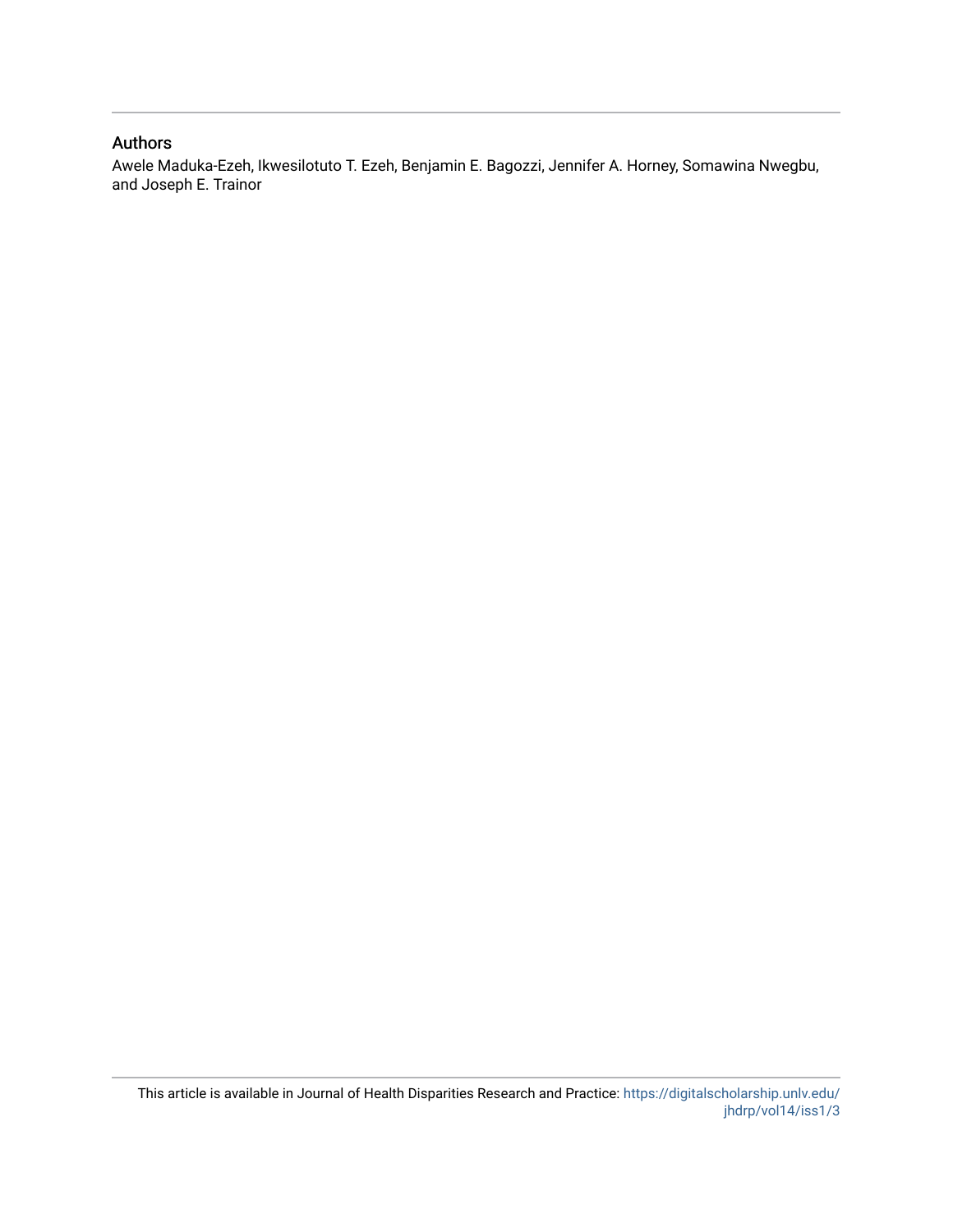## Authors

Awele Maduka-Ezeh, Ikwesilotuto T. Ezeh, Benjamin E. Bagozzi, Jennifer A. Horney, Somawina Nwegbu, and Joseph E. Trainor

This article is available in Journal of Health Disparities Research and Practice: https://digitalscholarship.unlv.edu/jhdrp/vol14/iss1/3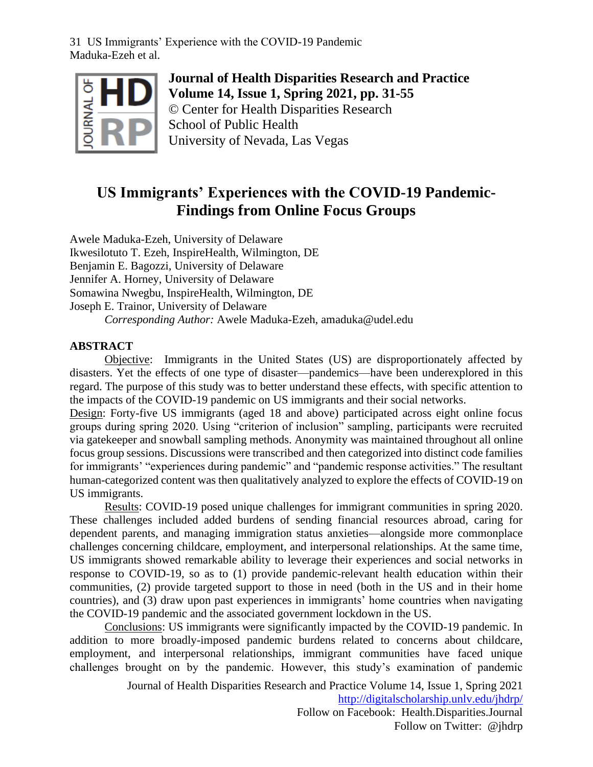**Journal of Health Disparities Research and Practice**
**Volume 14, Issue 1, Spring 2021, pp. 31-55**
© Center for Health Disparities Research
School of Public Health
University of Nevada, Las Vegas

# US Immigrants' Experiences with the COVID-19 Pandemic-Findings from Online Focus Groups

Awele Maduka-Ezeh, University of Delaware
Ikwesilotuto T. Ezeh, InspireHealth, Wilmington, DE
Benjamin E. Bagozzi, University of Delaware
Jennifer A. Horney, University of Delaware
Somawina Nwegbu, InspireHealth, Wilmington, DE
Joseph E. Trainor, University of Delaware

*Corresponding Author:* Awele Maduka-Ezeh, amaduka@udel.edu

## ABSTRACT

Objective: Immigrants in the United States (US) are disproportionately affected by disasters. Yet the effects of one type of disaster—pandemics—have been underexplored in this regard. The purpose of this study was to better understand these effects, with specific attention to the impacts of the COVID-19 pandemic on US immigrants and their social networks.

Design: Forty-five US immigrants (aged 18 and above) participated across eight online focus groups during spring 2020. Using "criterion of inclusion" sampling, participants were recruited via gatekeeper and snowball sampling methods. Anonymity was maintained throughout all online focus group sessions. Discussions were transcribed and then categorized into distinct code families for immigrants' "experiences during pandemic" and "pandemic response activities." The resultant human-categorized content was then qualitatively analyzed to explore the effects of COVID-19 on US immigrants.

Results: COVID-19 posed unique challenges for immigrant communities in spring 2020. These challenges included added burdens of sending financial resources abroad, caring for dependent parents, and managing immigration status anxieties—alongside more commonplace challenges concerning childcare, employment, and interpersonal relationships. At the same time, US immigrants showed remarkable ability to leverage their experiences and social networks in response to COVID-19, so as to (1) provide pandemic-relevant health education within their communities, (2) provide targeted support to those in need (both in the US and in their home countries), and (3) draw upon past experiences in immigrants' home countries when navigating the COVID-19 pandemic and the associated government lockdown in the US.

Conclusions: US immigrants were significantly impacted by the COVID-19 pandemic. In addition to more broadly-imposed pandemic burdens related to concerns about childcare, employment, and interpersonal relationships, immigrant communities have faced unique challenges brought on by the pandemic. However, this study's examination of pandemic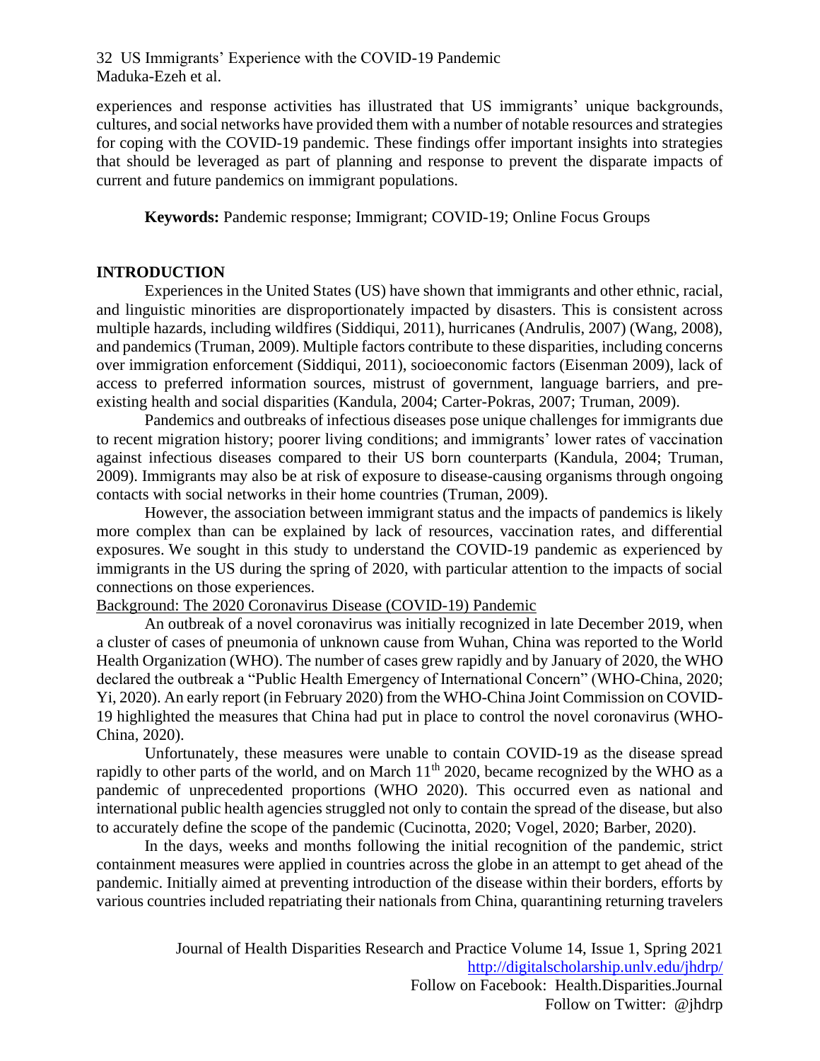experiences and response activities has illustrated that US immigrants' unique backgrounds, cultures, and social networks have provided them with a number of notable resources and strategies for coping with the COVID-19 pandemic. These findings offer important insights into strategies that should be leveraged as part of planning and response to prevent the disparate impacts of current and future pandemics on immigrant populations.

**Keywords:** Pandemic response; Immigrant; COVID-19; Online Focus Groups

## INTRODUCTION

Experiences in the United States (US) have shown that immigrants and other ethnic, racial, and linguistic minorities are disproportionately impacted by disasters. This is consistent across multiple hazards, including wildfires (Siddiqui, 2011), hurricanes (Andrulis, 2007) (Wang, 2008), and pandemics (Truman, 2009). Multiple factors contribute to these disparities, including concerns over immigration enforcement (Siddiqui, 2011), socioeconomic factors (Eisenman 2009), lack of access to preferred information sources, mistrust of government, language barriers, and pre-existing health and social disparities (Kandula, 2004; Carter-Pokras, 2007; Truman, 2009).

Pandemics and outbreaks of infectious diseases pose unique challenges for immigrants due to recent migration history; poorer living conditions; and immigrants' lower rates of vaccination against infectious diseases compared to their US born counterparts (Kandula, 2004; Truman, 2009). Immigrants may also be at risk of exposure to disease-causing organisms through ongoing contacts with social networks in their home countries (Truman, 2009).

However, the association between immigrant status and the impacts of pandemics is likely more complex than can be explained by lack of resources, vaccination rates, and differential exposures. We sought in this study to understand the COVID-19 pandemic as experienced by immigrants in the US during the spring of 2020, with particular attention to the impacts of social connections on those experiences.

### Background: The 2020 Coronavirus Disease (COVID-19) Pandemic

An outbreak of a novel coronavirus was initially recognized in late December 2019, when a cluster of cases of pneumonia of unknown cause from Wuhan, China was reported to the World Health Organization (WHO). The number of cases grew rapidly and by January of 2020, the WHO declared the outbreak a "Public Health Emergency of International Concern" (WHO-China, 2020; Yi, 2020). An early report (in February 2020) from the WHO-China Joint Commission on COVID-19 highlighted the measures that China had put in place to control the novel coronavirus (WHO-China, 2020).

Unfortunately, these measures were unable to contain COVID-19 as the disease spread rapidly to other parts of the world, and on March 11th 2020, became recognized by the WHO as a pandemic of unprecedented proportions (WHO 2020). This occurred even as national and international public health agencies struggled not only to contain the spread of the disease, but also to accurately define the scope of the pandemic (Cucinotta, 2020; Vogel, 2020; Barber, 2020).

In the days, weeks and months following the initial recognition of the pandemic, strict containment measures were applied in countries across the globe in an attempt to get ahead of the pandemic. Initially aimed at preventing introduction of the disease within their borders, efforts by various countries included repatriating their nationals from China, quarantining returning travelers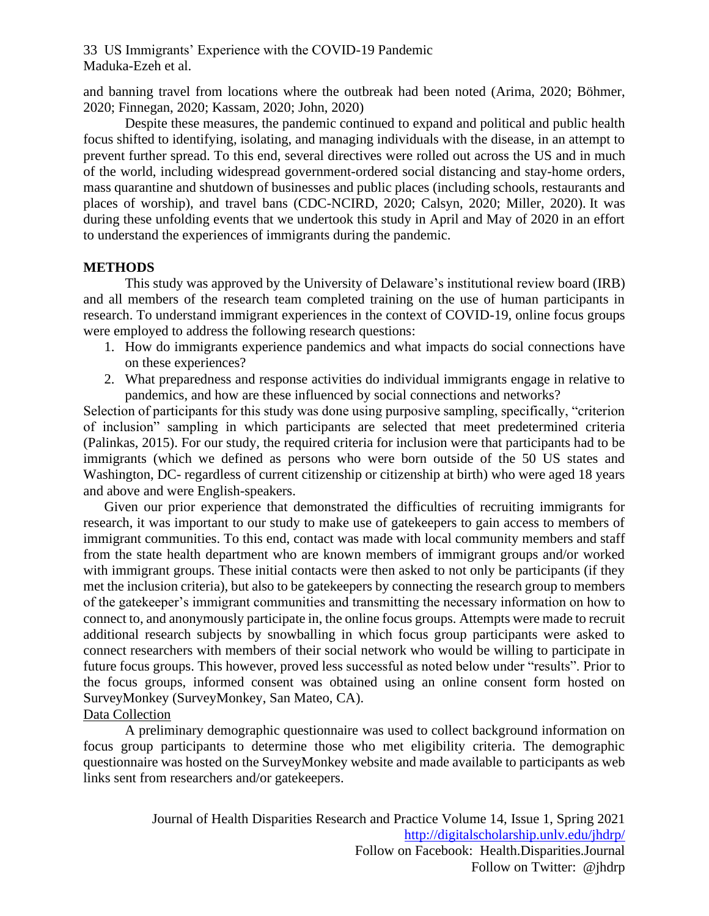and banning travel from locations where the outbreak had been noted (Arima, 2020; Böhmer, 2020; Finnegan, 2020; Kassam, 2020; John, 2020)

Despite these measures, the pandemic continued to expand and political and public health focus shifted to identifying, isolating, and managing individuals with the disease, in an attempt to prevent further spread. To this end, several directives were rolled out across the US and in much of the world, including widespread government-ordered social distancing and stay-home orders, mass quarantine and shutdown of businesses and public places (including schools, restaurants and places of worship), and travel bans (CDC-NCIRD, 2020; Calsyn, 2020; Miller, 2020). It was during these unfolding events that we undertook this study in April and May of 2020 in an effort to understand the experiences of immigrants during the pandemic.

## METHODS

This study was approved by the University of Delaware's institutional review board (IRB) and all members of the research team completed training on the use of human participants in research. To understand immigrant experiences in the context of COVID-19, online focus groups were employed to address the following research questions:

1. How do immigrants experience pandemics and what impacts do social connections have on these experiences?
2. What preparedness and response activities do individual immigrants engage in relative to pandemics, and how are these influenced by social connections and networks?

Selection of participants for this study was done using purposive sampling, specifically, "criterion of inclusion" sampling in which participants are selected that meet predetermined criteria (Palinkas, 2015). For our study, the required criteria for inclusion were that participants had to be immigrants (which we defined as persons who were born outside of the 50 US states and Washington, DC- regardless of current citizenship or citizenship at birth) who were aged 18 years and above and were English-speakers.

Given our prior experience that demonstrated the difficulties of recruiting immigrants for research, it was important to our study to make use of gatekeepers to gain access to members of immigrant communities. To this end, contact was made with local community members and staff from the state health department who are known members of immigrant groups and/or worked with immigrant groups. These initial contacts were then asked to not only be participants (if they met the inclusion criteria), but also to be gatekeepers by connecting the research group to members of the gatekeeper's immigrant communities and transmitting the necessary information on how to connect to, and anonymously participate in, the online focus groups. Attempts were made to recruit additional research subjects by snowballing in which focus group participants were asked to connect researchers with members of their social network who would be willing to participate in future focus groups. This however, proved less successful as noted below under "results". Prior to the focus groups, informed consent was obtained using an online consent form hosted on SurveyMonkey (SurveyMonkey, San Mateo, CA).

### Data Collection

A preliminary demographic questionnaire was used to collect background information on focus group participants to determine those who met eligibility criteria. The demographic questionnaire was hosted on the SurveyMonkey website and made available to participants as web links sent from researchers and/or gatekeepers.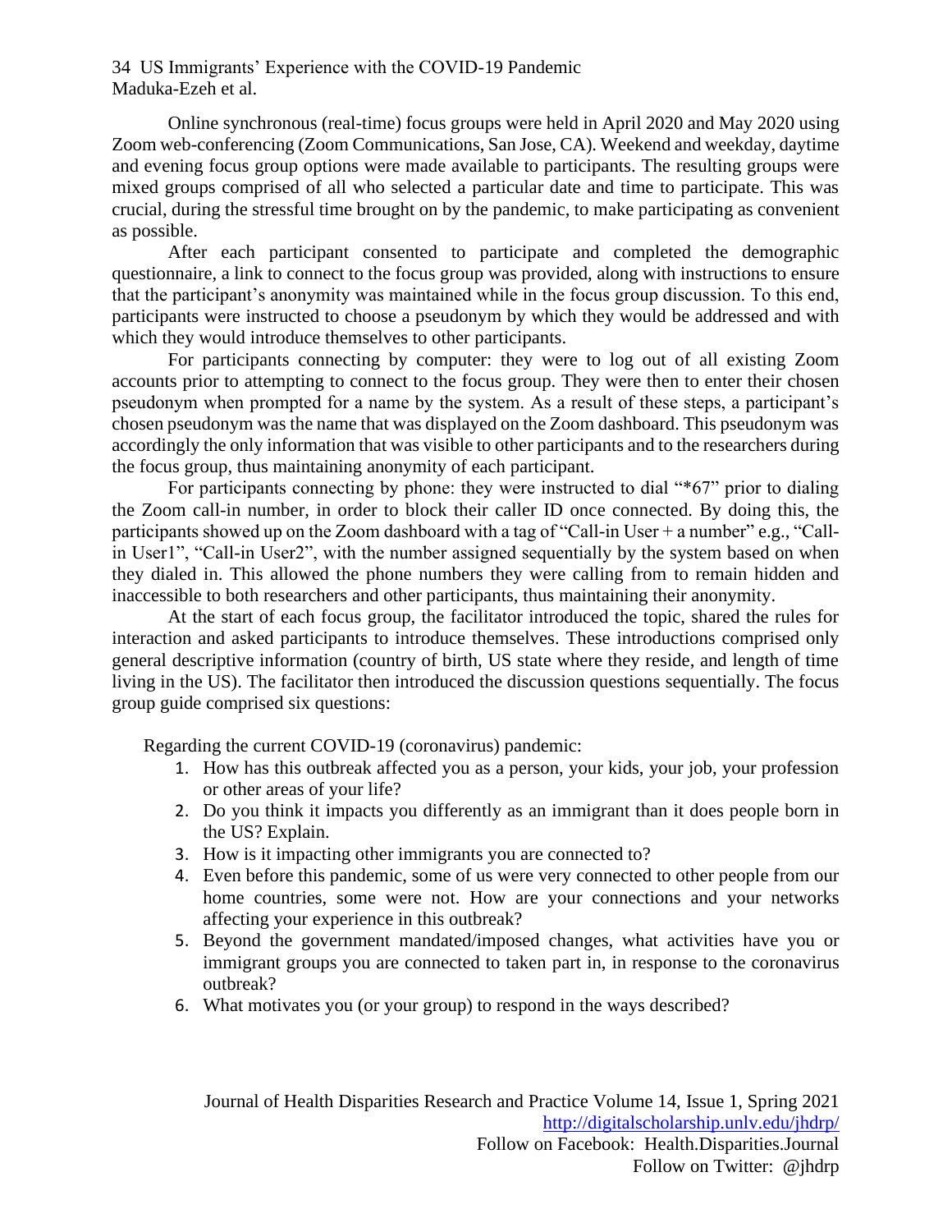Online synchronous (real-time) focus groups were held in April 2020 and May 2020 using Zoom web-conferencing (Zoom Communications, San Jose, CA). Weekend and weekday, daytime and evening focus group options were made available to participants. The resulting groups were mixed groups comprised of all who selected a particular date and time to participate. This was crucial, during the stressful time brought on by the pandemic, to make participating as convenient as possible.

After each participant consented to participate and completed the demographic questionnaire, a link to connect to the focus group was provided, along with instructions to ensure that the participant's anonymity was maintained while in the focus group discussion. To this end, participants were instructed to choose a pseudonym by which they would be addressed and with which they would introduce themselves to other participants.

For participants connecting by computer: they were to log out of all existing Zoom accounts prior to attempting to connect to the focus group. They were then to enter their chosen pseudonym when prompted for a name by the system. As a result of these steps, a participant's chosen pseudonym was the name that was displayed on the Zoom dashboard. This pseudonym was accordingly the only information that was visible to other participants and to the researchers during the focus group, thus maintaining anonymity of each participant.

For participants connecting by phone: they were instructed to dial "*67" prior to dialing the Zoom call-in number, in order to block their caller ID once connected. By doing this, the participants showed up on the Zoom dashboard with a tag of "Call-in User + a number" e.g., "Call-in User1", "Call-in User2", with the number assigned sequentially by the system based on when they dialed in. This allowed the phone numbers they were calling from to remain hidden and inaccessible to both researchers and other participants, thus maintaining their anonymity.

At the start of each focus group, the facilitator introduced the topic, shared the rules for interaction and asked participants to introduce themselves. These introductions comprised only general descriptive information (country of birth, US state where they reside, and length of time living in the US). The facilitator then introduced the discussion questions sequentially. The focus group guide comprised six questions:

Regarding the current COVID-19 (coronavirus) pandemic:

1. How has this outbreak affected you as a person, your kids, your job, your profession or other areas of your life?
2. Do you think it impacts you differently as an immigrant than it does people born in the US? Explain.
3. How is it impacting other immigrants you are connected to?
4. Even before this pandemic, some of us were very connected to other people from our home countries, some were not. How are your connections and your networks affecting your experience in this outbreak?
5. Beyond the government mandated/imposed changes, what activities have you or immigrant groups you are connected to taken part in, in response to the coronavirus outbreak?
6. What motivates you (or your group) to respond in the ways described?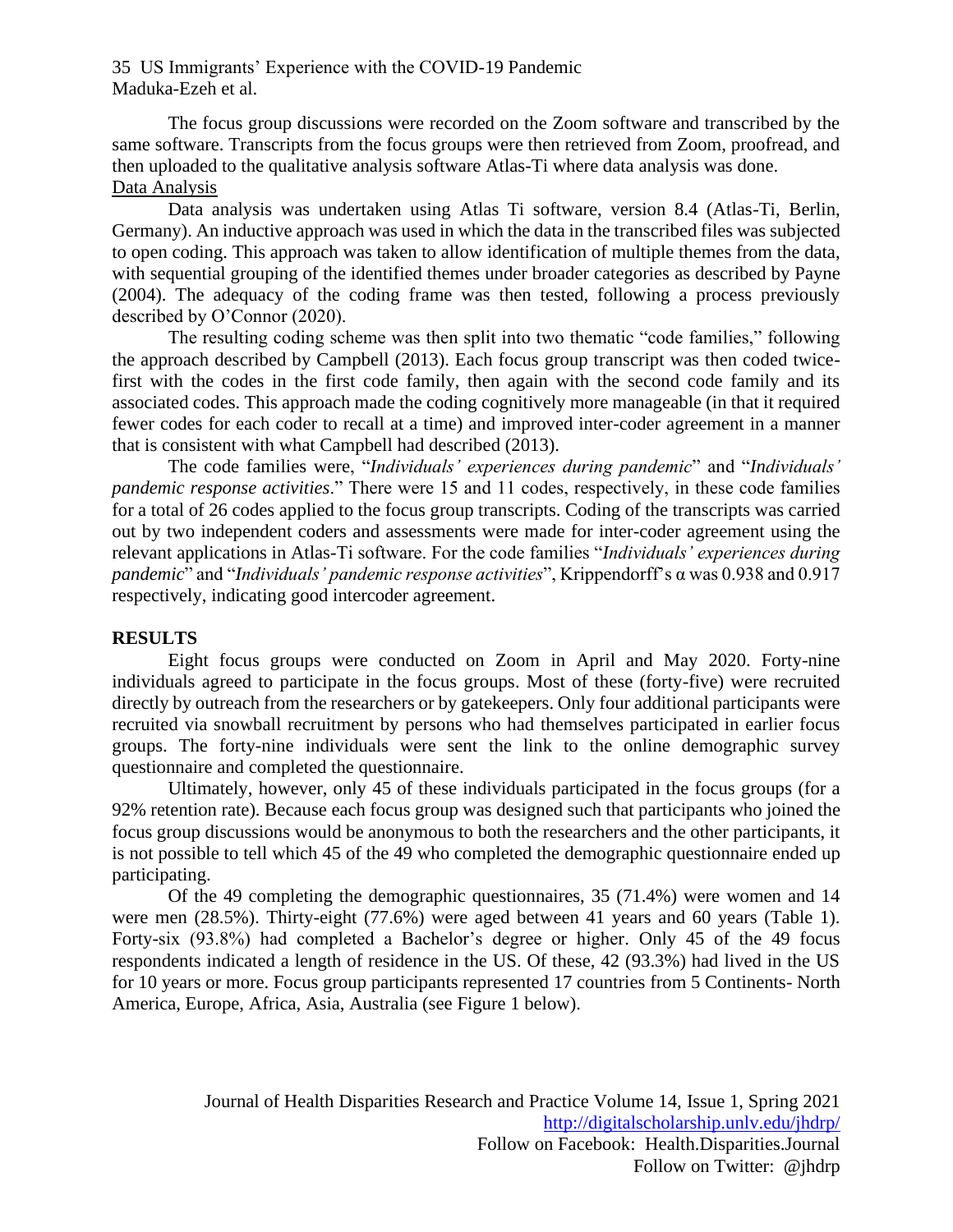The focus group discussions were recorded on the Zoom software and transcribed by the same software. Transcripts from the focus groups were then retrieved from Zoom, proofread, and then uploaded to the qualitative analysis software Atlas-Ti where data analysis was done.

Data Analysis

Data analysis was undertaken using Atlas Ti software, version 8.4 (Atlas-Ti, Berlin, Germany). An inductive approach was used in which the data in the transcribed files was subjected to open coding. This approach was taken to allow identification of multiple themes from the data, with sequential grouping of the identified themes under broader categories as described by Payne (2004). The adequacy of the coding frame was then tested, following a process previously described by O'Connor (2020).

The resulting coding scheme was then split into two thematic "code families," following the approach described by Campbell (2013). Each focus group transcript was then coded twice- first with the codes in the first code family, then again with the second code family and its associated codes. This approach made the coding cognitively more manageable (in that it required fewer codes for each coder to recall at a time) and improved inter-coder agreement in a manner that is consistent with what Campbell had described (2013).

The code families were, "*Individuals' experiences during pandemic*" and "*Individuals' pandemic response activities*." There were 15 and 11 codes, respectively, in these code families for a total of 26 codes applied to the focus group transcripts. Coding of the transcripts was carried out by two independent coders and assessments were made for inter-coder agreement using the relevant applications in Atlas-Ti software. For the code families "*Individuals' experiences during pandemic*" and "*Individuals' pandemic response activities*", Krippendorff's α was 0.938 and 0.917 respectively, indicating good intercoder agreement.

## RESULTS

Eight focus groups were conducted on Zoom in April and May 2020. Forty-nine individuals agreed to participate in the focus groups. Most of these (forty-five) were recruited directly by outreach from the researchers or by gatekeepers. Only four additional participants were recruited via snowball recruitment by persons who had themselves participated in earlier focus groups. The forty-nine individuals were sent the link to the online demographic survey questionnaire and completed the questionnaire.

Ultimately, however, only 45 of these individuals participated in the focus groups (for a 92% retention rate). Because each focus group was designed such that participants who joined the focus group discussions would be anonymous to both the researchers and the other participants, it is not possible to tell which 45 of the 49 who completed the demographic questionnaire ended up participating.

Of the 49 completing the demographic questionnaires, 35 (71.4%) were women and 14 were men (28.5%). Thirty-eight (77.6%) were aged between 41 years and 60 years (Table 1). Forty-six (93.8%) had completed a Bachelor's degree or higher. Only 45 of the 49 focus respondents indicated a length of residence in the US. Of these, 42 (93.3%) had lived in the US for 10 years or more. Focus group participants represented 17 countries from 5 Continents- North America, Europe, Africa, Asia, Australia (see Figure 1 below).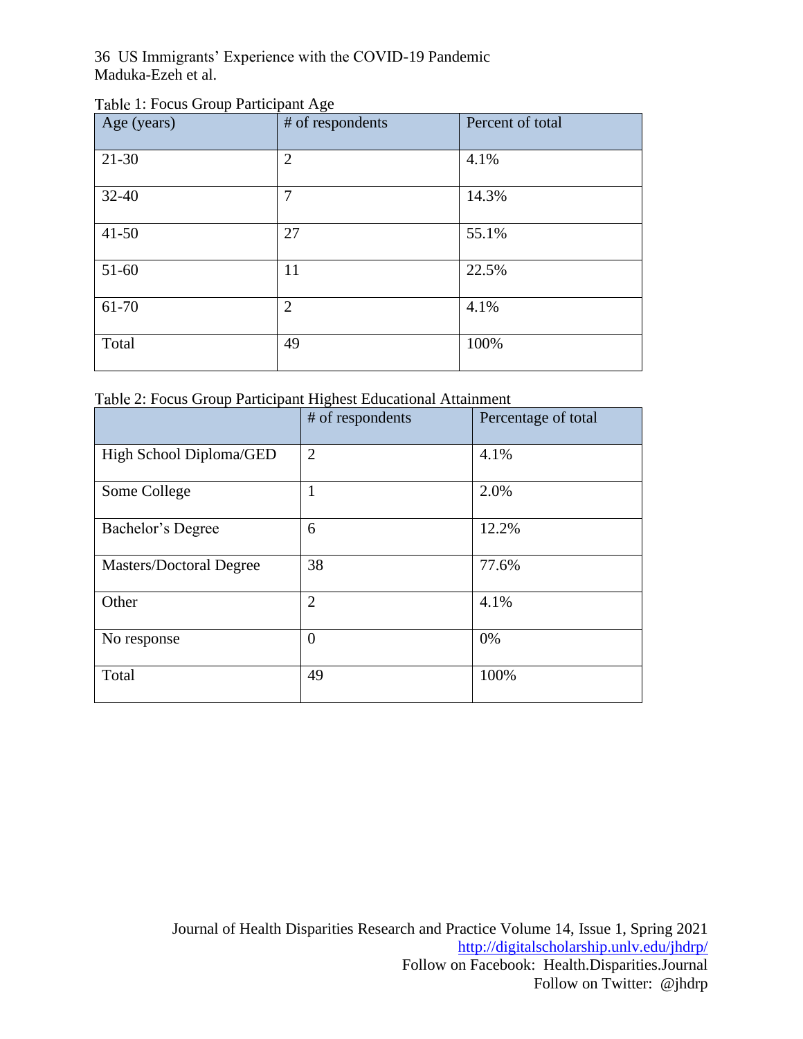Table 1: Focus Group Participant Age

| Age (years) | # of respondents | Percent of total |
|---|---|---|
| 21-30 | 2 | 4.1% |
| 32-40 | 7 | 14.3% |
| 41-50 | 27 | 55.1% |
| 51-60 | 11 | 22.5% |
| 61-70 | 2 | 4.1% |
| Total | 49 | 100% |

Table 2: Focus Group Participant Highest Educational Attainment

| | # of respondents | Percentage of total |
|---|---|---|
| High School Diploma/GED | 2 | 4.1% |
| Some College | 1 | 2.0% |
| Bachelor's Degree | 6 | 12.2% |
| Masters/Doctoral Degree | 38 | 77.6% |
| Other | 2 | 4.1% |
| No response | 0 | 0% |
| Total | 49 | 100% |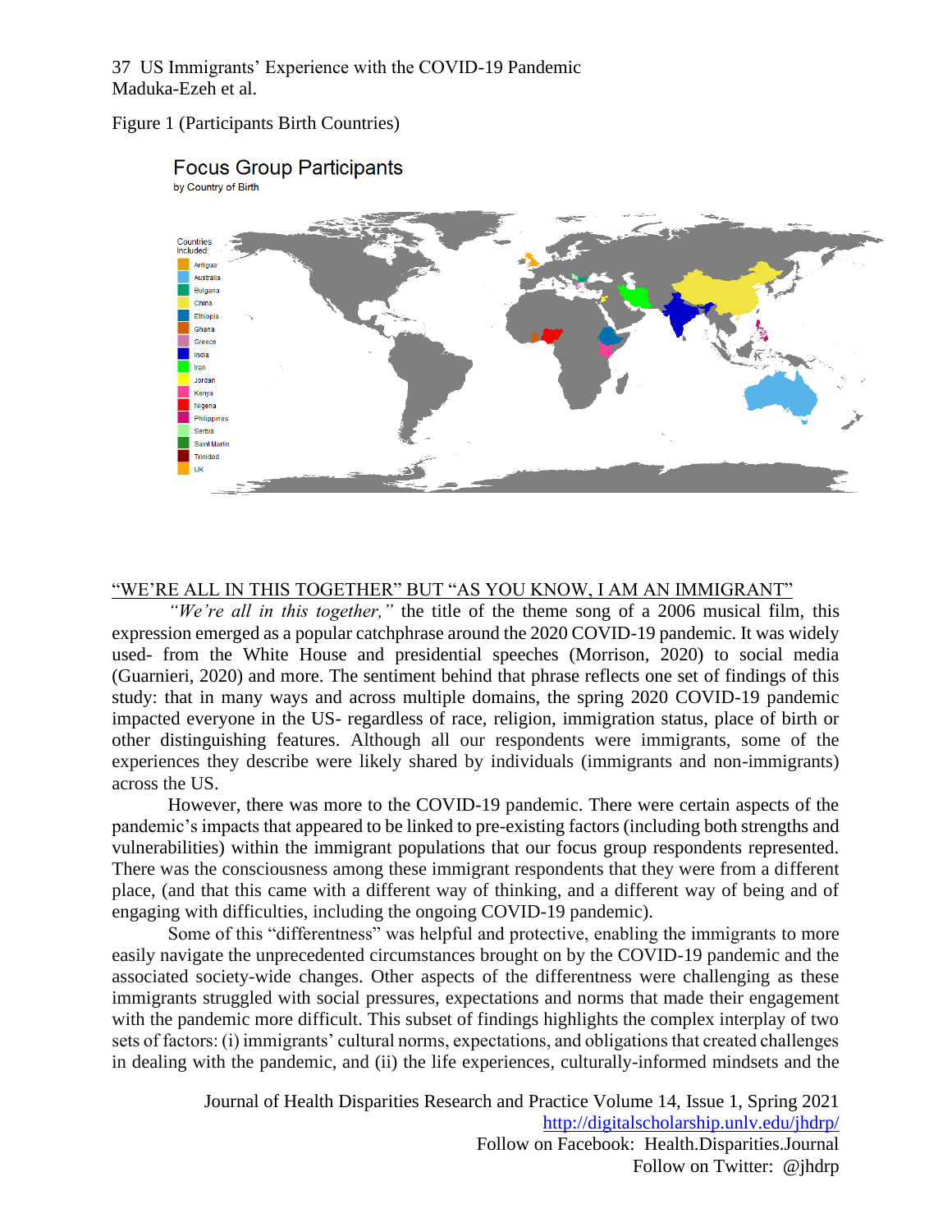Figure 1 (Participants Birth Countries)

Focus Group Participants
by Country of Birth

Countries Included: Antigua, Australia, Bulgaria, China, Ethiopia, Ghana, Greece, India, Iran, Jordan, Kenya, Nigeria, Philippines, Serbia, Saint Martin, Trinidad, UK

## "WE'RE ALL IN THIS TOGETHER" BUT "AS YOU KNOW, I AM AN IMMIGRANT"

*"We're all in this together,"* the title of the theme song of a 2006 musical film, this expression emerged as a popular catchphrase around the 2020 COVID-19 pandemic. It was widely used- from the White House and presidential speeches (Morrison, 2020) to social media (Guarnieri, 2020) and more. The sentiment behind that phrase reflects one set of findings of this study: that in many ways and across multiple domains, the spring 2020 COVID-19 pandemic impacted everyone in the US- regardless of race, religion, immigration status, place of birth or other distinguishing features. Although all our respondents were immigrants, some of the experiences they describe were likely shared by individuals (immigrants and non-immigrants) across the US.

However, there was more to the COVID-19 pandemic. There were certain aspects of the pandemic's impacts that appeared to be linked to pre-existing factors (including both strengths and vulnerabilities) within the immigrant populations that our focus group respondents represented. There was the consciousness among these immigrant respondents that they were from a different place, (and that this came with a different way of thinking, and a different way of being and of engaging with difficulties, including the ongoing COVID-19 pandemic).

Some of this "differentness" was helpful and protective, enabling the immigrants to more easily navigate the unprecedented circumstances brought on by the COVID-19 pandemic and the associated society-wide changes. Other aspects of the differentness were challenging as these immigrants struggled with social pressures, expectations and norms that made their engagement with the pandemic more difficult. This subset of findings highlights the complex interplay of two sets of factors: (i) immigrants' cultural norms, expectations, and obligations that created challenges in dealing with the pandemic, and (ii) the life experiences, culturally-informed mindsets and the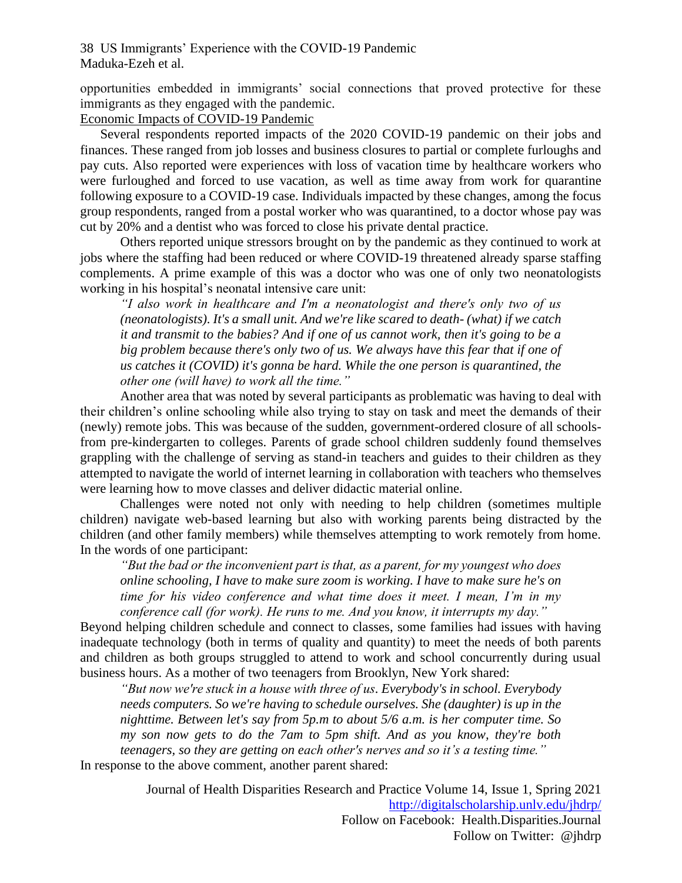opportunities embedded in immigrants' social connections that proved protective for these immigrants as they engaged with the pandemic.

## Economic Impacts of COVID-19 Pandemic

Several respondents reported impacts of the 2020 COVID-19 pandemic on their jobs and finances. These ranged from job losses and business closures to partial or complete furloughs and pay cuts. Also reported were experiences with loss of vacation time by healthcare workers who were furloughed and forced to use vacation, as well as time away from work for quarantine following exposure to a COVID-19 case. Individuals impacted by these changes, among the focus group respondents, ranged from a postal worker who was quarantined, to a doctor whose pay was cut by 20% and a dentist who was forced to close his private dental practice.

Others reported unique stressors brought on by the pandemic as they continued to work at jobs where the staffing had been reduced or where COVID-19 threatened already sparse staffing complements. A prime example of this was a doctor who was one of only two neonatologists working in his hospital's neonatal intensive care unit:

> *"I also work in healthcare and I'm a neonatologist and there's only two of us (neonatologists). It's a small unit. And we're like scared to death- (what) if we catch it and transmit to the babies? And if one of us cannot work, then it's going to be a big problem because there's only two of us. We always have this fear that if one of us catches it (COVID) it's gonna be hard. While the one person is quarantined, the other one (will have) to work all the time."*

Another area that was noted by several participants as problematic was having to deal with their children's online schooling while also trying to stay on task and meet the demands of their (newly) remote jobs. This was because of the sudden, government-ordered closure of all schools- from pre-kindergarten to colleges. Parents of grade school children suddenly found themselves grappling with the challenge of serving as stand-in teachers and guides to their children as they attempted to navigate the world of internet learning in collaboration with teachers who themselves were learning how to move classes and deliver didactic material online.

Challenges were noted not only with needing to help children (sometimes multiple children) navigate web-based learning but also with working parents being distracted by the children (and other family members) while themselves attempting to work remotely from home. In the words of one participant:

> *"But the bad or the inconvenient part is that, as a parent, for my youngest who does online schooling, I have to make sure zoom is working. I have to make sure he's on time for his video conference and what time does it meet. I mean, I'm in my conference call (for work). He runs to me. And you know, it interrupts my day."*

Beyond helping children schedule and connect to classes, some families had issues with having inadequate technology (both in terms of quality and quantity) to meet the needs of both parents and children as both groups struggled to attend to work and school concurrently during usual business hours. As a mother of two teenagers from Brooklyn, New York shared:

> *"But now we're stuck in a house with three of us. Everybody's in school. Everybody needs computers. So we're having to schedule ourselves. She (daughter) is up in the nighttime. Between let's say from 5p.m to about 5/6 a.m. is her computer time. So my son now gets to do the 7am to 5pm shift. And as you know, they're both teenagers, so they are getting on each other's nerves and so it's a testing time."*

In response to the above comment, another parent shared: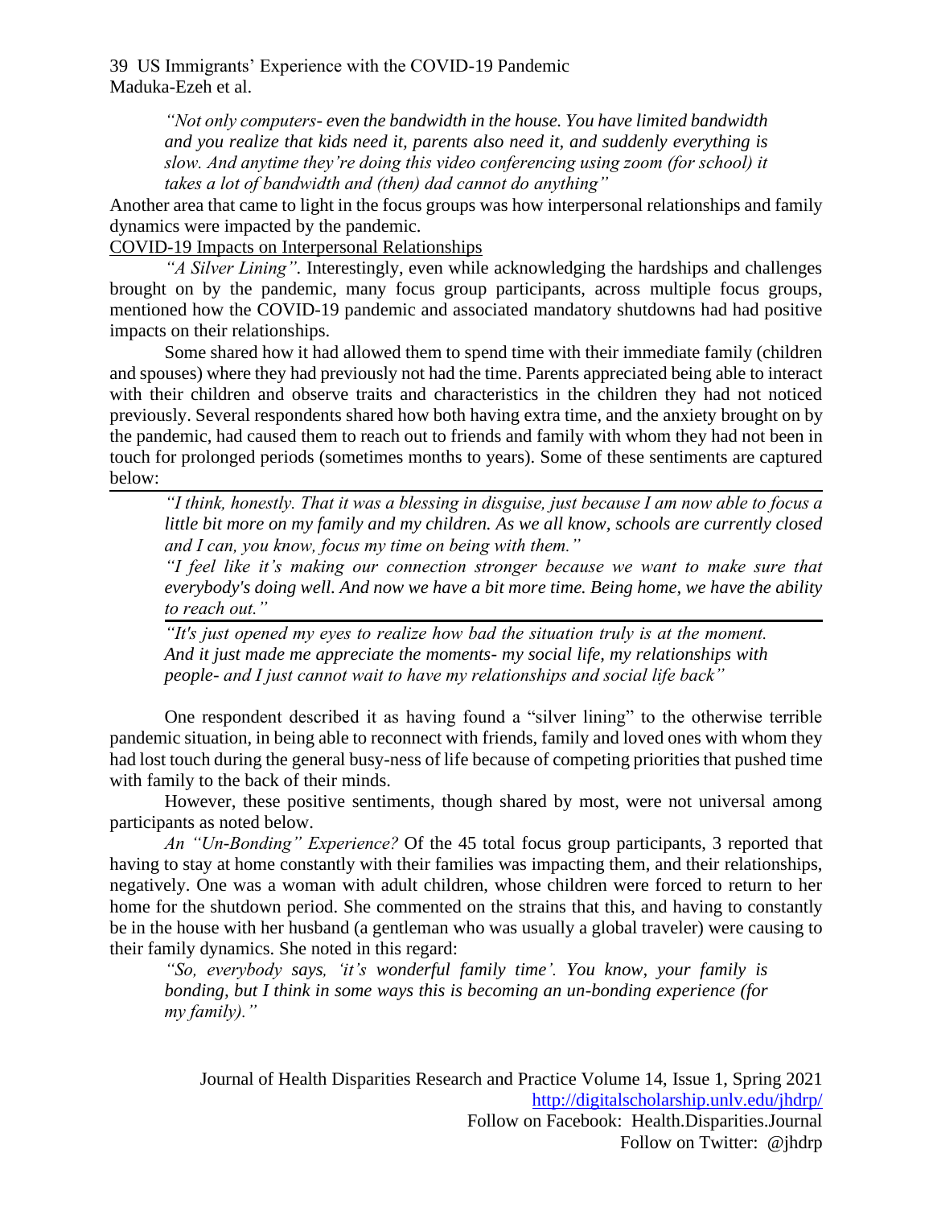*"Not only computers- even the bandwidth in the house. You have limited bandwidth and you realize that kids need it, parents also need it, and suddenly everything is slow. And anytime they're doing this video conferencing using zoom (for school) it takes a lot of bandwidth and (then) dad cannot do anything"*

Another area that came to light in the focus groups was how interpersonal relationships and family dynamics were impacted by the pandemic.

COVID-19 Impacts on Interpersonal Relationships

*"A Silver Lining".* Interestingly, even while acknowledging the hardships and challenges brought on by the pandemic, many focus group participants, across multiple focus groups, mentioned how the COVID-19 pandemic and associated mandatory shutdowns had had positive impacts on their relationships.

Some shared how it had allowed them to spend time with their immediate family (children and spouses) where they had previously not had the time. Parents appreciated being able to interact with their children and observe traits and characteristics in the children they had not noticed previously. Several respondents shared how both having extra time, and the anxiety brought on by the pandemic, had caused them to reach out to friends and family with whom they had not been in touch for prolonged periods (sometimes months to years). Some of these sentiments are captured below:

---

*"I think, honestly. That it was a blessing in disguise, just because I am now able to focus a little bit more on my family and my children. As we all know, schools are currently closed and I can, you know, focus my time on being with them."*

*"I feel like it's making our connection stronger because we want to make sure that everybody's doing well. And now we have a bit more time. Being home, we have the ability to reach out."*

---

*"It's just opened my eyes to realize how bad the situation truly is at the moment. And it just made me appreciate the moments- my social life, my relationships with people- and I just cannot wait to have my relationships and social life back"*

One respondent described it as having found a "silver lining" to the otherwise terrible pandemic situation, in being able to reconnect with friends, family and loved ones with whom they had lost touch during the general busy-ness of life because of competing priorities that pushed time with family to the back of their minds.

However, these positive sentiments, though shared by most, were not universal among participants as noted below.

*An "Un-Bonding" Experience?* Of the 45 total focus group participants, 3 reported that having to stay at home constantly with their families was impacting them, and their relationships, negatively. One was a woman with adult children, whose children were forced to return to her home for the shutdown period. She commented on the strains that this, and having to constantly be in the house with her husband (a gentleman who was usually a global traveler) were causing to their family dynamics. She noted in this regard:

*"So, everybody says, 'it's wonderful family time'. You know, your family is bonding, but I think in some ways this is becoming an un-bonding experience (for my family)."*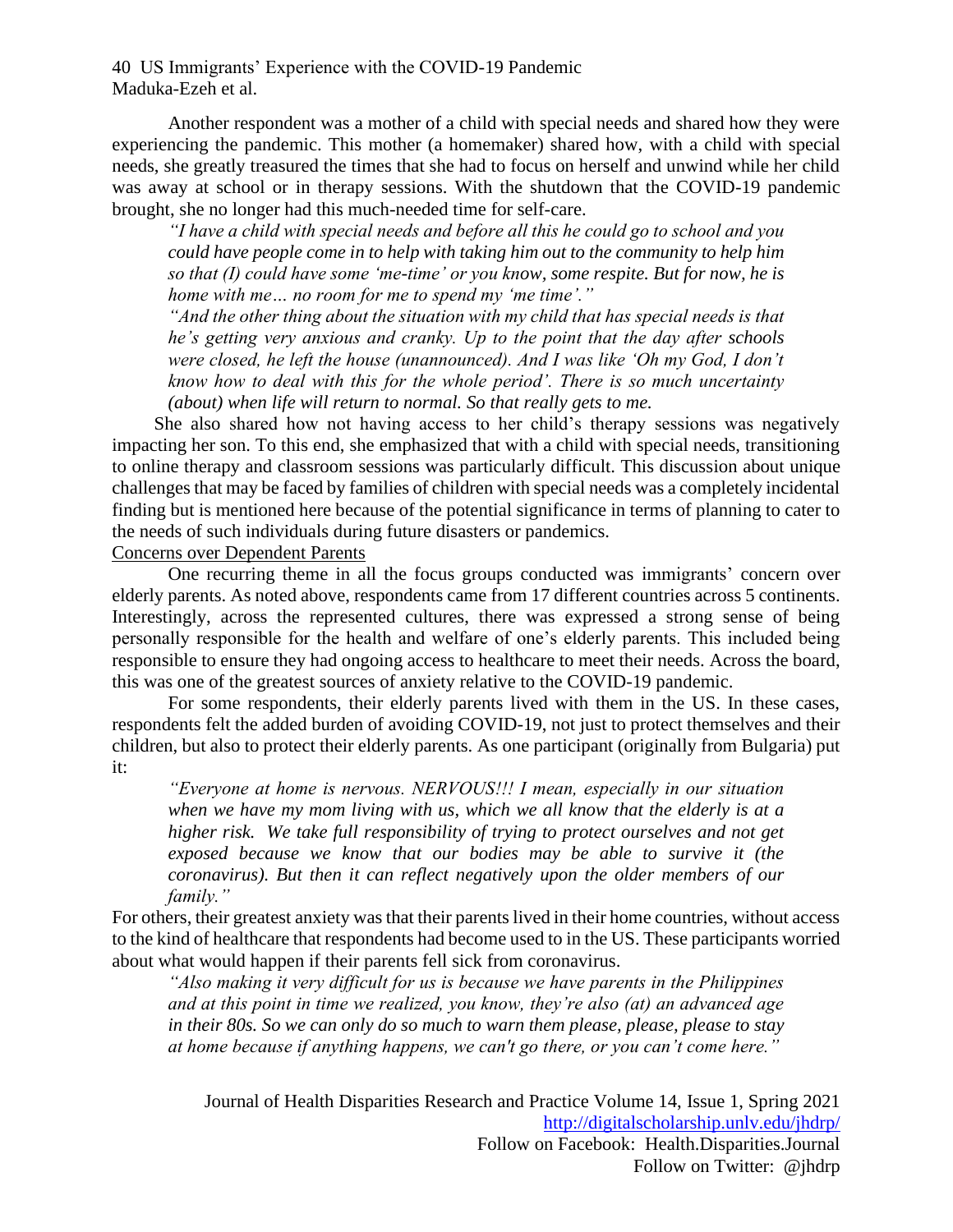Another respondent was a mother of a child with special needs and shared how they were experiencing the pandemic. This mother (a homemaker) shared how, with a child with special needs, she greatly treasured the times that she had to focus on herself and unwind while her child was away at school or in therapy sessions. With the shutdown that the COVID-19 pandemic brought, she no longer had this much-needed time for self-care.

> *"I have a child with special needs and before all this he could go to school and you could have people come in to help with taking him out to the community to help him so that (I) could have some 'me-time' or you know, some respite. But for now, he is home with me… no room for me to spend my 'me time'."*
>
> *"And the other thing about the situation with my child that has special needs is that he's getting very anxious and cranky. Up to the point that the day after schools were closed, he left the house (unannounced). And I was like 'Oh my God, I don't know how to deal with this for the whole period'. There is so much uncertainty (about) when life will return to normal. So that really gets to me.*

She also shared how not having access to her child's therapy sessions was negatively impacting her son. To this end, she emphasized that with a child with special needs, transitioning to online therapy and classroom sessions was particularly difficult. This discussion about unique challenges that may be faced by families of children with special needs was a completely incidental finding but is mentioned here because of the potential significance in terms of planning to cater to the needs of such individuals during future disasters or pandemics.

<u>Concerns over Dependent Parents</u>

One recurring theme in all the focus groups conducted was immigrants' concern over elderly parents. As noted above, respondents came from 17 different countries across 5 continents. Interestingly, across the represented cultures, there was expressed a strong sense of being personally responsible for the health and welfare of one's elderly parents. This included being responsible to ensure they had ongoing access to healthcare to meet their needs. Across the board, this was one of the greatest sources of anxiety relative to the COVID-19 pandemic.

For some respondents, their elderly parents lived with them in the US. In these cases, respondents felt the added burden of avoiding COVID-19, not just to protect themselves and their children, but also to protect their elderly parents. As one participant (originally from Bulgaria) put it:

> *"Everyone at home is nervous. NERVOUS!!! I mean, especially in our situation when we have my mom living with us, which we all know that the elderly is at a higher risk. We take full responsibility of trying to protect ourselves and not get exposed because we know that our bodies may be able to survive it (the coronavirus). But then it can reflect negatively upon the older members of our family."*

For others, their greatest anxiety was that their parents lived in their home countries, without access to the kind of healthcare that respondents had become used to in the US. These participants worried about what would happen if their parents fell sick from coronavirus.

> *"Also making it very difficult for us is because we have parents in the Philippines and at this point in time we realized, you know, they're also (at) an advanced age in their 80s. So we can only do so much to warn them please, please, please to stay at home because if anything happens, we can't go there, or you can't come here."*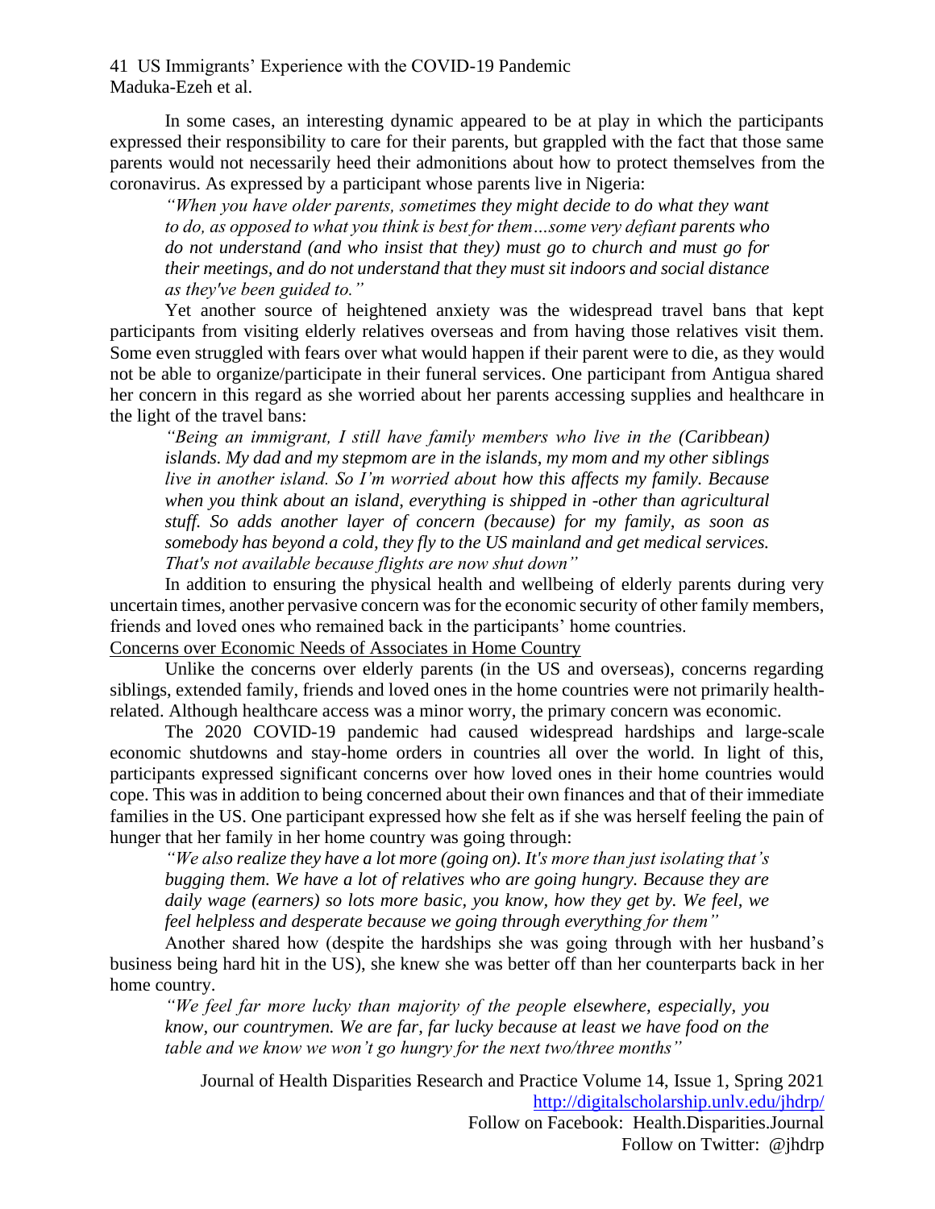In some cases, an interesting dynamic appeared to be at play in which the participants expressed their responsibility to care for their parents, but grappled with the fact that those same parents would not necessarily heed their admonitions about how to protect themselves from the coronavirus. As expressed by a participant whose parents live in Nigeria:

> *"When you have older parents, sometimes they might decide to do what they want to do, as opposed to what you think is best for them…some very defiant parents who do not understand (and who insist that they) must go to church and must go for their meetings, and do not understand that they must sit indoors and social distance as they've been guided to."*

Yet another source of heightened anxiety was the widespread travel bans that kept participants from visiting elderly relatives overseas and from having those relatives visit them. Some even struggled with fears over what would happen if their parent were to die, as they would not be able to organize/participate in their funeral services. One participant from Antigua shared her concern in this regard as she worried about her parents accessing supplies and healthcare in the light of the travel bans:

> *"Being an immigrant, I still have family members who live in the (Caribbean) islands. My dad and my stepmom are in the islands, my mom and my other siblings live in another island. So I'm worried about how this affects my family. Because when you think about an island, everything is shipped in -other than agricultural stuff. So adds another layer of concern (because) for my family, as soon as somebody has beyond a cold, they fly to the US mainland and get medical services. That's not available because flights are now shut down"*

In addition to ensuring the physical health and wellbeing of elderly parents during very uncertain times, another pervasive concern was for the economic security of other family members, friends and loved ones who remained back in the participants' home countries.

### Concerns over Economic Needs of Associates in Home Country

Unlike the concerns over elderly parents (in the US and overseas), concerns regarding siblings, extended family, friends and loved ones in the home countries were not primarily health-related. Although healthcare access was a minor worry, the primary concern was economic.

The 2020 COVID-19 pandemic had caused widespread hardships and large-scale economic shutdowns and stay-home orders in countries all over the world. In light of this, participants expressed significant concerns over how loved ones in their home countries would cope. This was in addition to being concerned about their own finances and that of their immediate families in the US. One participant expressed how she felt as if she was herself feeling the pain of hunger that her family in her home country was going through:

> *"We also realize they have a lot more (going on). It's more than just isolating that's bugging them. We have a lot of relatives who are going hungry. Because they are daily wage (earners) so lots more basic, you know, how they get by. We feel, we feel helpless and desperate because we going through everything for them"*

Another shared how (despite the hardships she was going through with her husband's business being hard hit in the US), she knew she was better off than her counterparts back in her home country.

> *"We feel far more lucky than majority of the people elsewhere, especially, you know, our countrymen. We are far, far lucky because at least we have food on the table and we know we won't go hungry for the next two/three months"*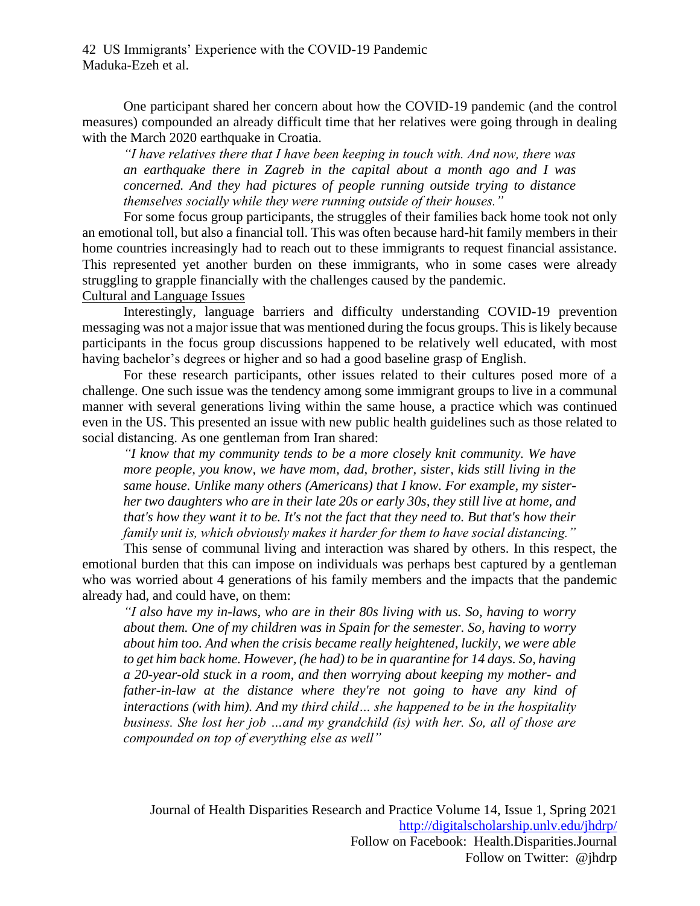One participant shared her concern about how the COVID-19 pandemic (and the control measures) compounded an already difficult time that her relatives were going through in dealing with the March 2020 earthquake in Croatia.

> *"I have relatives there that I have been keeping in touch with. And now, there was an earthquake there in Zagreb in the capital about a month ago and I was concerned. And they had pictures of people running outside trying to distance themselves socially while they were running outside of their houses."*

For some focus group participants, the struggles of their families back home took not only an emotional toll, but also a financial toll. This was often because hard-hit family members in their home countries increasingly had to reach out to these immigrants to request financial assistance. This represented yet another burden on these immigrants, who in some cases were already struggling to grapple financially with the challenges caused by the pandemic.

Cultural and Language Issues

Interestingly, language barriers and difficulty understanding COVID-19 prevention messaging was not a major issue that was mentioned during the focus groups. This is likely because participants in the focus group discussions happened to be relatively well educated, with most having bachelor's degrees or higher and so had a good baseline grasp of English.

For these research participants, other issues related to their cultures posed more of a challenge. One such issue was the tendency among some immigrant groups to live in a communal manner with several generations living within the same house, a practice which was continued even in the US. This presented an issue with new public health guidelines such as those related to social distancing. As one gentleman from Iran shared:

> *"I know that my community tends to be a more closely knit community. We have more people, you know, we have mom, dad, brother, sister, kids still living in the same house. Unlike many others (Americans) that I know. For example, my sister-her two daughters who are in their late 20s or early 30s, they still live at home, and that's how they want it to be. It's not the fact that they need to. But that's how their family unit is, which obviously makes it harder for them to have social distancing."*

This sense of communal living and interaction was shared by others. In this respect, the emotional burden that this can impose on individuals was perhaps best captured by a gentleman who was worried about 4 generations of his family members and the impacts that the pandemic already had, and could have, on them:

> *"I also have my in-laws, who are in their 80s living with us. So, having to worry about them. One of my children was in Spain for the semester. So, having to worry about him too. And when the crisis became really heightened, luckily, we were able to get him back home. However, (he had) to be in quarantine for 14 days. So, having a 20-year-old stuck in a room, and then worrying about keeping my mother- and father-in-law at the distance where they're not going to have any kind of interactions (with him). And my third child… she happened to be in the hospitality business. She lost her job …and my grandchild (is) with her. So, all of those are compounded on top of everything else as well"*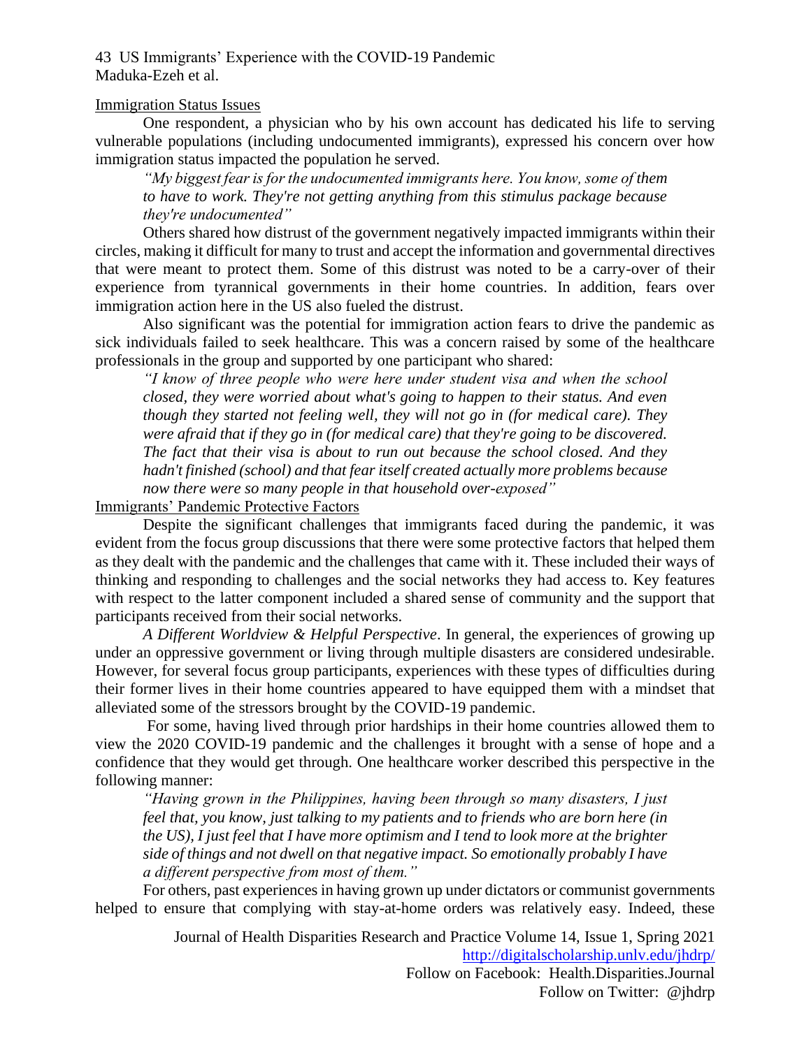### Immigration Status Issues

One respondent, a physician who by his own account has dedicated his life to serving vulnerable populations (including undocumented immigrants), expressed his concern over how immigration status impacted the population he served.

> *"My biggest fear is for the undocumented immigrants here. You know, some of them to have to work. They're not getting anything from this stimulus package because they're undocumented"*

Others shared how distrust of the government negatively impacted immigrants within their circles, making it difficult for many to trust and accept the information and governmental directives that were meant to protect them. Some of this distrust was noted to be a carry-over of their experience from tyrannical governments in their home countries. In addition, fears over immigration action here in the US also fueled the distrust.

Also significant was the potential for immigration action fears to drive the pandemic as sick individuals failed to seek healthcare. This was a concern raised by some of the healthcare professionals in the group and supported by one participant who shared:

> *"I know of three people who were here under student visa and when the school closed, they were worried about what's going to happen to their status. And even though they started not feeling well, they will not go in (for medical care). They were afraid that if they go in (for medical care) that they're going to be discovered. The fact that their visa is about to run out because the school closed. And they hadn't finished (school) and that fear itself created actually more problems because now there were so many people in that household over-exposed"*

### Immigrants' Pandemic Protective Factors

Despite the significant challenges that immigrants faced during the pandemic, it was evident from the focus group discussions that there were some protective factors that helped them as they dealt with the pandemic and the challenges that came with it. These included their ways of thinking and responding to challenges and the social networks they had access to. Key features with respect to the latter component included a shared sense of community and the support that participants received from their social networks.

*A Different Worldview & Helpful Perspective*. In general, the experiences of growing up under an oppressive government or living through multiple disasters are considered undesirable. However, for several focus group participants, experiences with these types of difficulties during their former lives in their home countries appeared to have equipped them with a mindset that alleviated some of the stressors brought by the COVID-19 pandemic.

For some, having lived through prior hardships in their home countries allowed them to view the 2020 COVID-19 pandemic and the challenges it brought with a sense of hope and a confidence that they would get through. One healthcare worker described this perspective in the following manner:

> *"Having grown in the Philippines, having been through so many disasters, I just feel that, you know, just talking to my patients and to friends who are born here (in the US), I just feel that I have more optimism and I tend to look more at the brighter side of things and not dwell on that negative impact. So emotionally probably I have a different perspective from most of them."*

For others, past experiences in having grown up under dictators or communist governments helped to ensure that complying with stay-at-home orders was relatively easy. Indeed, these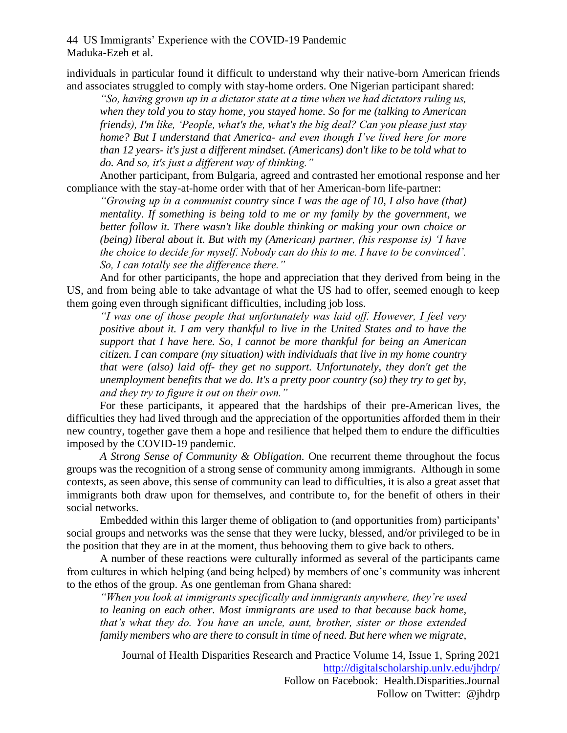individuals in particular found it difficult to understand why their native-born American friends and associates struggled to comply with stay-home orders. One Nigerian participant shared:

> *"So, having grown up in a dictator state at a time when we had dictators ruling us, when they told you to stay home, you stayed home. So for me (talking to American friends), I'm like, 'People, what's the, what's the big deal? Can you please just stay home? But I understand that America- and even though I've lived here for more than 12 years- it's just a different mindset. (Americans) don't like to be told what to do. And so, it's just a different way of thinking."*

Another participant, from Bulgaria, agreed and contrasted her emotional response and her compliance with the stay-at-home order with that of her American-born life-partner:

> *"Growing up in a communist country since I was the age of 10, I also have (that) mentality. If something is being told to me or my family by the government, we better follow it. There wasn't like double thinking or making your own choice or (being) liberal about it. But with my (American) partner, (his response is) 'I have the choice to decide for myself. Nobody can do this to me. I have to be convinced'. So, I can totally see the difference there."*

And for other participants, the hope and appreciation that they derived from being in the US, and from being able to take advantage of what the US had to offer, seemed enough to keep them going even through significant difficulties, including job loss.

> *"I was one of those people that unfortunately was laid off. However, I feel very positive about it. I am very thankful to live in the United States and to have the support that I have here. So, I cannot be more thankful for being an American citizen. I can compare (my situation) with individuals that live in my home country that were (also) laid off- they get no support. Unfortunately, they don't get the unemployment benefits that we do. It's a pretty poor country (so) they try to get by, and they try to figure it out on their own."*

For these participants, it appeared that the hardships of their pre-American lives, the difficulties they had lived through and the appreciation of the opportunities afforded them in their new country, together gave them a hope and resilience that helped them to endure the difficulties imposed by the COVID-19 pandemic.

*A Strong Sense of Community & Obligation*. One recurrent theme throughout the focus groups was the recognition of a strong sense of community among immigrants. Although in some contexts, as seen above, this sense of community can lead to difficulties, it is also a great asset that immigrants both draw upon for themselves, and contribute to, for the benefit of others in their social networks.

Embedded within this larger theme of obligation to (and opportunities from) participants' social groups and networks was the sense that they were lucky, blessed, and/or privileged to be in the position that they are in at the moment, thus behooving them to give back to others.

A number of these reactions were culturally informed as several of the participants came from cultures in which helping (and being helped) by members of one's community was inherent to the ethos of the group. As one gentleman from Ghana shared:

> *"When you look at immigrants specifically and immigrants anywhere, they're used to leaning on each other. Most immigrants are used to that because back home, that's what they do. You have an uncle, aunt, brother, sister or those extended family members who are there to consult in time of need. But here when we migrate,*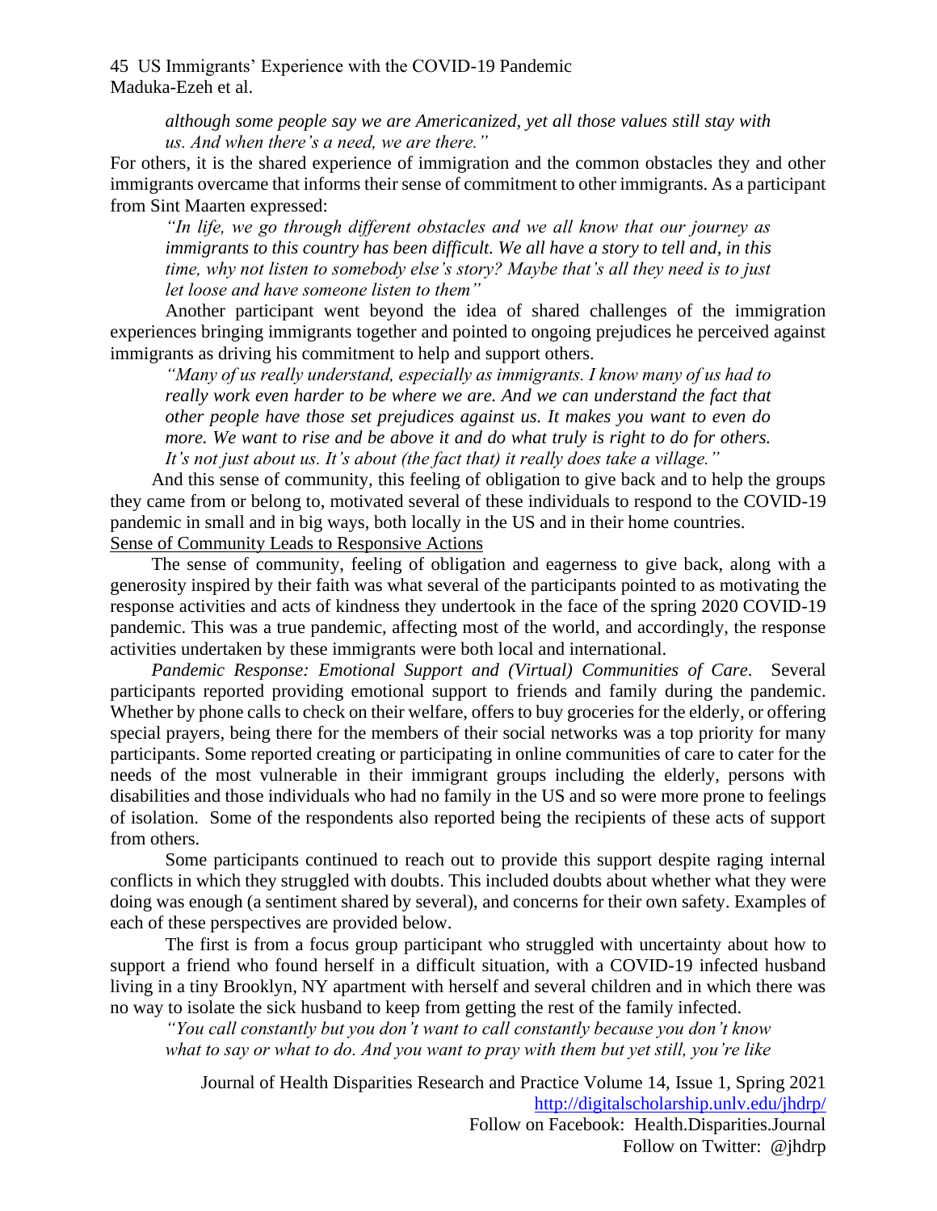*although some people say we are Americanized, yet all those values still stay with us. And when there's a need, we are there."*

For others, it is the shared experience of immigration and the common obstacles they and other immigrants overcame that informs their sense of commitment to other immigrants. As a participant from Sint Maarten expressed:

> *"In life, we go through different obstacles and we all know that our journey as immigrants to this country has been difficult. We all have a story to tell and, in this time, why not listen to somebody else's story? Maybe that's all they need is to just let loose and have someone listen to them"*

Another participant went beyond the idea of shared challenges of the immigration experiences bringing immigrants together and pointed to ongoing prejudices he perceived against immigrants as driving his commitment to help and support others.

> *"Many of us really understand, especially as immigrants. I know many of us had to really work even harder to be where we are. And we can understand the fact that other people have those set prejudices against us. It makes you want to even do more. We want to rise and be above it and do what truly is right to do for others. It's not just about us. It's about (the fact that) it really does take a village."*

And this sense of community, this feeling of obligation to give back and to help the groups they came from or belong to, motivated several of these individuals to respond to the COVID-19 pandemic in small and in big ways, both locally in the US and in their home countries.

<u>Sense of Community Leads to Responsive Actions</u>

The sense of community, feeling of obligation and eagerness to give back, along with a generosity inspired by their faith was what several of the participants pointed to as motivating the response activities and acts of kindness they undertook in the face of the spring 2020 COVID-19 pandemic. This was a true pandemic, affecting most of the world, and accordingly, the response activities undertaken by these immigrants were both local and international.

*Pandemic Response: Emotional Support and (Virtual) Communities of Care.* Several participants reported providing emotional support to friends and family during the pandemic. Whether by phone calls to check on their welfare, offers to buy groceries for the elderly, or offering special prayers, being there for the members of their social networks was a top priority for many participants. Some reported creating or participating in online communities of care to cater for the needs of the most vulnerable in their immigrant groups including the elderly, persons with disabilities and those individuals who had no family in the US and so were more prone to feelings of isolation. Some of the respondents also reported being the recipients of these acts of support from others.

Some participants continued to reach out to provide this support despite raging internal conflicts in which they struggled with doubts. This included doubts about whether what they were doing was enough (a sentiment shared by several), and concerns for their own safety. Examples of each of these perspectives are provided below.

The first is from a focus group participant who struggled with uncertainty about how to support a friend who found herself in a difficult situation, with a COVID-19 infected husband living in a tiny Brooklyn, NY apartment with herself and several children and in which there was no way to isolate the sick husband to keep from getting the rest of the family infected.

> *"You call constantly but you don't want to call constantly because you don't know what to say or what to do. And you want to pray with them but yet still, you're like*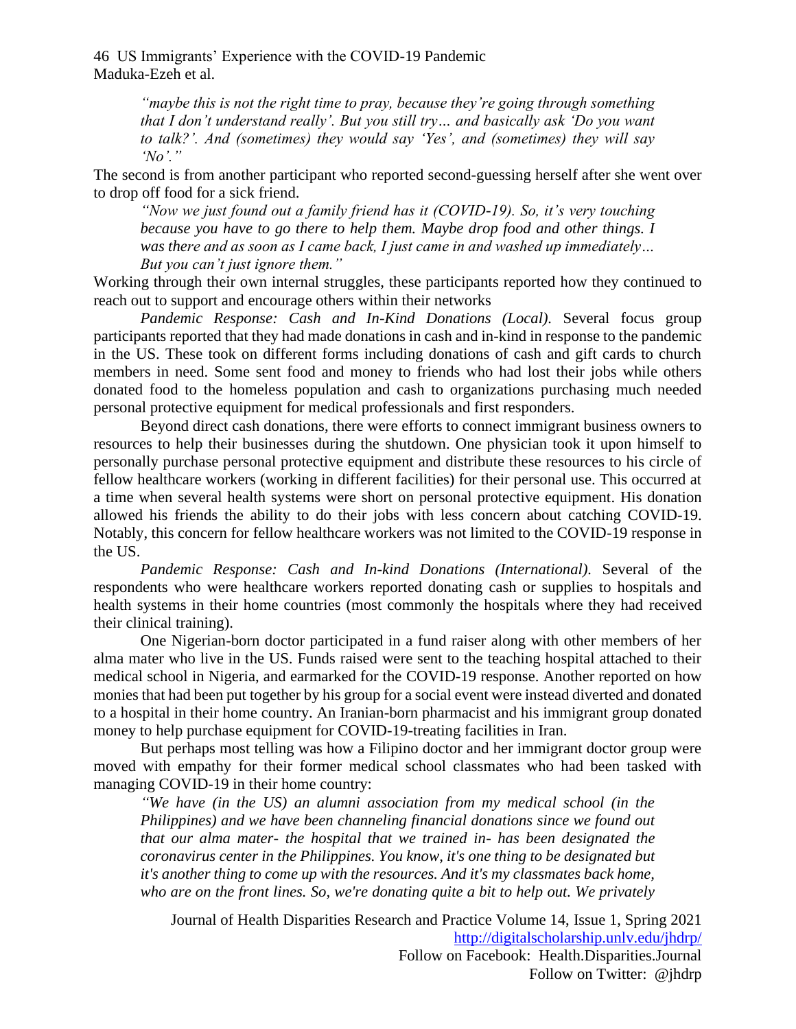> *"maybe this is not the right time to pray, because they're going through something that I don't understand really'. But you still try… and basically ask 'Do you want to talk?'. And (sometimes) they would say 'Yes', and (sometimes) they will say 'No'."*

The second is from another participant who reported second-guessing herself after she went over to drop off food for a sick friend.

> *"Now we just found out a family friend has it (COVID-19). So, it's very touching because you have to go there to help them. Maybe drop food and other things. I was there and as soon as I came back, I just came in and washed up immediately… But you can't just ignore them."*

Working through their own internal struggles, these participants reported how they continued to reach out to support and encourage others within their networks

*Pandemic Response: Cash and In-Kind Donations (Local).* Several focus group participants reported that they had made donations in cash and in-kind in response to the pandemic in the US. These took on different forms including donations of cash and gift cards to church members in need. Some sent food and money to friends who had lost their jobs while others donated food to the homeless population and cash to organizations purchasing much needed personal protective equipment for medical professionals and first responders.

Beyond direct cash donations, there were efforts to connect immigrant business owners to resources to help their businesses during the shutdown. One physician took it upon himself to personally purchase personal protective equipment and distribute these resources to his circle of fellow healthcare workers (working in different facilities) for their personal use. This occurred at a time when several health systems were short on personal protective equipment. His donation allowed his friends the ability to do their jobs with less concern about catching COVID-19. Notably, this concern for fellow healthcare workers was not limited to the COVID-19 response in the US.

*Pandemic Response: Cash and In-kind Donations (International).* Several of the respondents who were healthcare workers reported donating cash or supplies to hospitals and health systems in their home countries (most commonly the hospitals where they had received their clinical training).

One Nigerian-born doctor participated in a fund raiser along with other members of her alma mater who live in the US. Funds raised were sent to the teaching hospital attached to their medical school in Nigeria, and earmarked for the COVID-19 response. Another reported on how monies that had been put together by his group for a social event were instead diverted and donated to a hospital in their home country. An Iranian-born pharmacist and his immigrant group donated money to help purchase equipment for COVID-19-treating facilities in Iran.

But perhaps most telling was how a Filipino doctor and her immigrant doctor group were moved with empathy for their former medical school classmates who had been tasked with managing COVID-19 in their home country:

> *"We have (in the US) an alumni association from my medical school (in the Philippines) and we have been channeling financial donations since we found out that our alma mater- the hospital that we trained in- has been designated the coronavirus center in the Philippines. You know, it's one thing to be designated but it's another thing to come up with the resources. And it's my classmates back home, who are on the front lines. So, we're donating quite a bit to help out. We privately*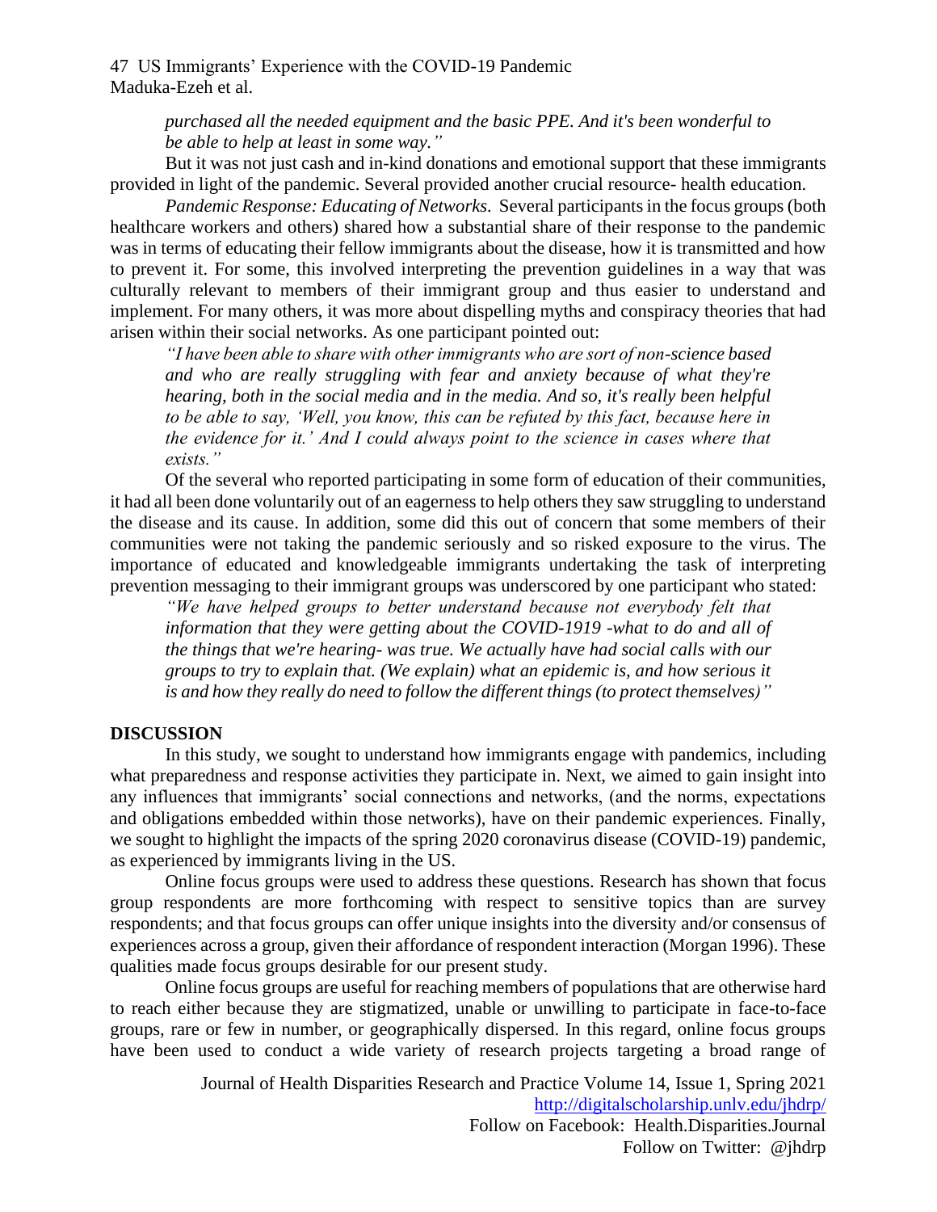*purchased all the needed equipment and the basic PPE. And it's been wonderful to be able to help at least in some way."*

But it was not just cash and in-kind donations and emotional support that these immigrants provided in light of the pandemic. Several provided another crucial resource- health education.

*Pandemic Response: Educating of Networks.* Several participants in the focus groups (both healthcare workers and others) shared how a substantial share of their response to the pandemic was in terms of educating their fellow immigrants about the disease, how it is transmitted and how to prevent it. For some, this involved interpreting the prevention guidelines in a way that was culturally relevant to members of their immigrant group and thus easier to understand and implement. For many others, it was more about dispelling myths and conspiracy theories that had arisen within their social networks. As one participant pointed out:

> *"I have been able to share with other immigrants who are sort of non-science based and who are really struggling with fear and anxiety because of what they're hearing, both in the social media and in the media. And so, it's really been helpful to be able to say, 'Well, you know, this can be refuted by this fact, because here in the evidence for it.' And I could always point to the science in cases where that exists."*

Of the several who reported participating in some form of education of their communities, it had all been done voluntarily out of an eagerness to help others they saw struggling to understand the disease and its cause. In addition, some did this out of concern that some members of their communities were not taking the pandemic seriously and so risked exposure to the virus. The importance of educated and knowledgeable immigrants undertaking the task of interpreting prevention messaging to their immigrant groups was underscored by one participant who stated:

> *"We have helped groups to better understand because not everybody felt that information that they were getting about the COVID-1919 -what to do and all of the things that we're hearing- was true. We actually have had social calls with our groups to try to explain that. (We explain) what an epidemic is, and how serious it is and how they really do need to follow the different things (to protect themselves)"*

## DISCUSSION

In this study, we sought to understand how immigrants engage with pandemics, including what preparedness and response activities they participate in. Next, we aimed to gain insight into any influences that immigrants' social connections and networks, (and the norms, expectations and obligations embedded within those networks), have on their pandemic experiences. Finally, we sought to highlight the impacts of the spring 2020 coronavirus disease (COVID-19) pandemic, as experienced by immigrants living in the US.

Online focus groups were used to address these questions. Research has shown that focus group respondents are more forthcoming with respect to sensitive topics than are survey respondents; and that focus groups can offer unique insights into the diversity and/or consensus of experiences across a group, given their affordance of respondent interaction (Morgan 1996). These qualities made focus groups desirable for our present study.

Online focus groups are useful for reaching members of populations that are otherwise hard to reach either because they are stigmatized, unable or unwilling to participate in face-to-face groups, rare or few in number, or geographically dispersed. In this regard, online focus groups have been used to conduct a wide variety of research projects targeting a broad range of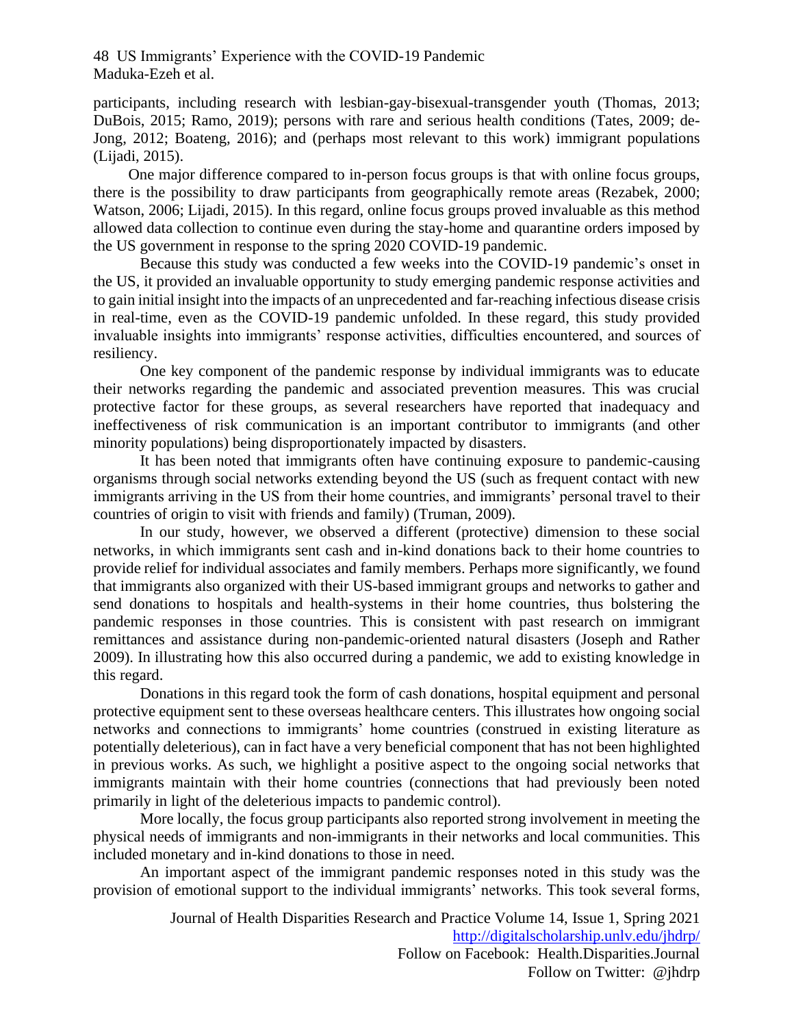participants, including research with lesbian-gay-bisexual-transgender youth (Thomas, 2013; DuBois, 2015; Ramo, 2019); persons with rare and serious health conditions (Tates, 2009; de-Jong, 2012; Boateng, 2016); and (perhaps most relevant to this work) immigrant populations (Lijadi, 2015).

One major difference compared to in-person focus groups is that with online focus groups, there is the possibility to draw participants from geographically remote areas (Rezabek, 2000; Watson, 2006; Lijadi, 2015). In this regard, online focus groups proved invaluable as this method allowed data collection to continue even during the stay-home and quarantine orders imposed by the US government in response to the spring 2020 COVID-19 pandemic.

Because this study was conducted a few weeks into the COVID-19 pandemic's onset in the US, it provided an invaluable opportunity to study emerging pandemic response activities and to gain initial insight into the impacts of an unprecedented and far-reaching infectious disease crisis in real-time, even as the COVID-19 pandemic unfolded. In these regard, this study provided invaluable insights into immigrants' response activities, difficulties encountered, and sources of resiliency.

One key component of the pandemic response by individual immigrants was to educate their networks regarding the pandemic and associated prevention measures. This was crucial protective factor for these groups, as several researchers have reported that inadequacy and ineffectiveness of risk communication is an important contributor to immigrants (and other minority populations) being disproportionately impacted by disasters.

It has been noted that immigrants often have continuing exposure to pandemic-causing organisms through social networks extending beyond the US (such as frequent contact with new immigrants arriving in the US from their home countries, and immigrants' personal travel to their countries of origin to visit with friends and family) (Truman, 2009).

In our study, however, we observed a different (protective) dimension to these social networks, in which immigrants sent cash and in-kind donations back to their home countries to provide relief for individual associates and family members. Perhaps more significantly, we found that immigrants also organized with their US-based immigrant groups and networks to gather and send donations to hospitals and health-systems in their home countries, thus bolstering the pandemic responses in those countries. This is consistent with past research on immigrant remittances and assistance during non-pandemic-oriented natural disasters (Joseph and Rather 2009). In illustrating how this also occurred during a pandemic, we add to existing knowledge in this regard.

Donations in this regard took the form of cash donations, hospital equipment and personal protective equipment sent to these overseas healthcare centers. This illustrates how ongoing social networks and connections to immigrants' home countries (construed in existing literature as potentially deleterious), can in fact have a very beneficial component that has not been highlighted in previous works. As such, we highlight a positive aspect to the ongoing social networks that immigrants maintain with their home countries (connections that had previously been noted primarily in light of the deleterious impacts to pandemic control).

More locally, the focus group participants also reported strong involvement in meeting the physical needs of immigrants and non-immigrants in their networks and local communities. This included monetary and in-kind donations to those in need.

An important aspect of the immigrant pandemic responses noted in this study was the provision of emotional support to the individual immigrants' networks. This took several forms,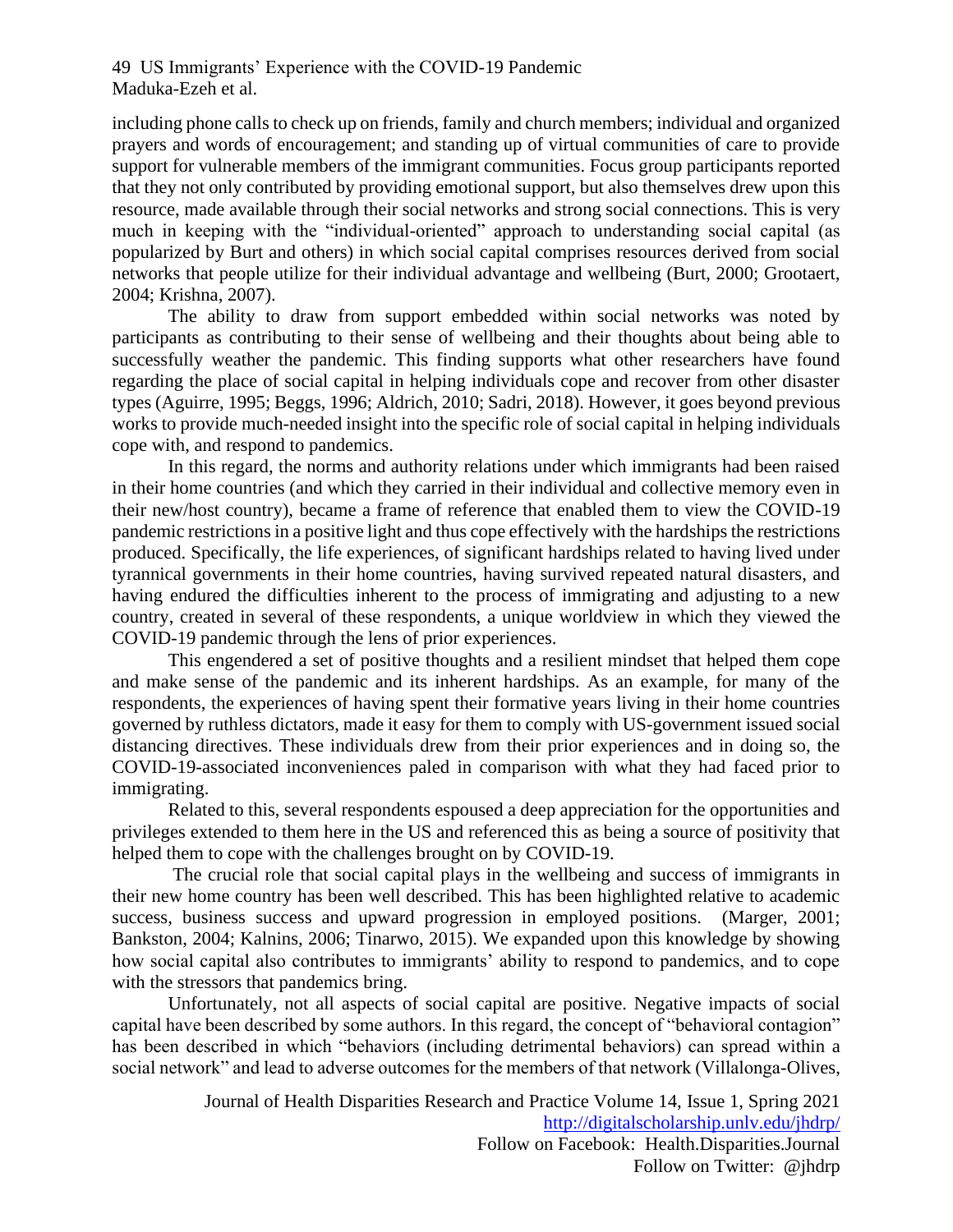including phone calls to check up on friends, family and church members; individual and organized prayers and words of encouragement; and standing up of virtual communities of care to provide support for vulnerable members of the immigrant communities. Focus group participants reported that they not only contributed by providing emotional support, but also themselves drew upon this resource, made available through their social networks and strong social connections. This is very much in keeping with the "individual-oriented" approach to understanding social capital (as popularized by Burt and others) in which social capital comprises resources derived from social networks that people utilize for their individual advantage and wellbeing (Burt, 2000; Grootaert, 2004; Krishna, 2007).

The ability to draw from support embedded within social networks was noted by participants as contributing to their sense of wellbeing and their thoughts about being able to successfully weather the pandemic. This finding supports what other researchers have found regarding the place of social capital in helping individuals cope and recover from other disaster types (Aguirre, 1995; Beggs, 1996; Aldrich, 2010; Sadri, 2018). However, it goes beyond previous works to provide much-needed insight into the specific role of social capital in helping individuals cope with, and respond to pandemics.

In this regard, the norms and authority relations under which immigrants had been raised in their home countries (and which they carried in their individual and collective memory even in their new/host country), became a frame of reference that enabled them to view the COVID-19 pandemic restrictions in a positive light and thus cope effectively with the hardships the restrictions produced. Specifically, the life experiences, of significant hardships related to having lived under tyrannical governments in their home countries, having survived repeated natural disasters, and having endured the difficulties inherent to the process of immigrating and adjusting to a new country, created in several of these respondents, a unique worldview in which they viewed the COVID-19 pandemic through the lens of prior experiences.

This engendered a set of positive thoughts and a resilient mindset that helped them cope and make sense of the pandemic and its inherent hardships. As an example, for many of the respondents, the experiences of having spent their formative years living in their home countries governed by ruthless dictators, made it easy for them to comply with US-government issued social distancing directives. These individuals drew from their prior experiences and in doing so, the COVID-19-associated inconveniences paled in comparison with what they had faced prior to immigrating.

Related to this, several respondents espoused a deep appreciation for the opportunities and privileges extended to them here in the US and referenced this as being a source of positivity that helped them to cope with the challenges brought on by COVID-19.

The crucial role that social capital plays in the wellbeing and success of immigrants in their new home country has been well described. This has been highlighted relative to academic success, business success and upward progression in employed positions. (Marger, 2001; Bankston, 2004; Kalnins, 2006; Tinarwo, 2015). We expanded upon this knowledge by showing how social capital also contributes to immigrants' ability to respond to pandemics, and to cope with the stressors that pandemics bring.

Unfortunately, not all aspects of social capital are positive. Negative impacts of social capital have been described by some authors. In this regard, the concept of "behavioral contagion" has been described in which "behaviors (including detrimental behaviors) can spread within a social network" and lead to adverse outcomes for the members of that network (Villalonga-Olives,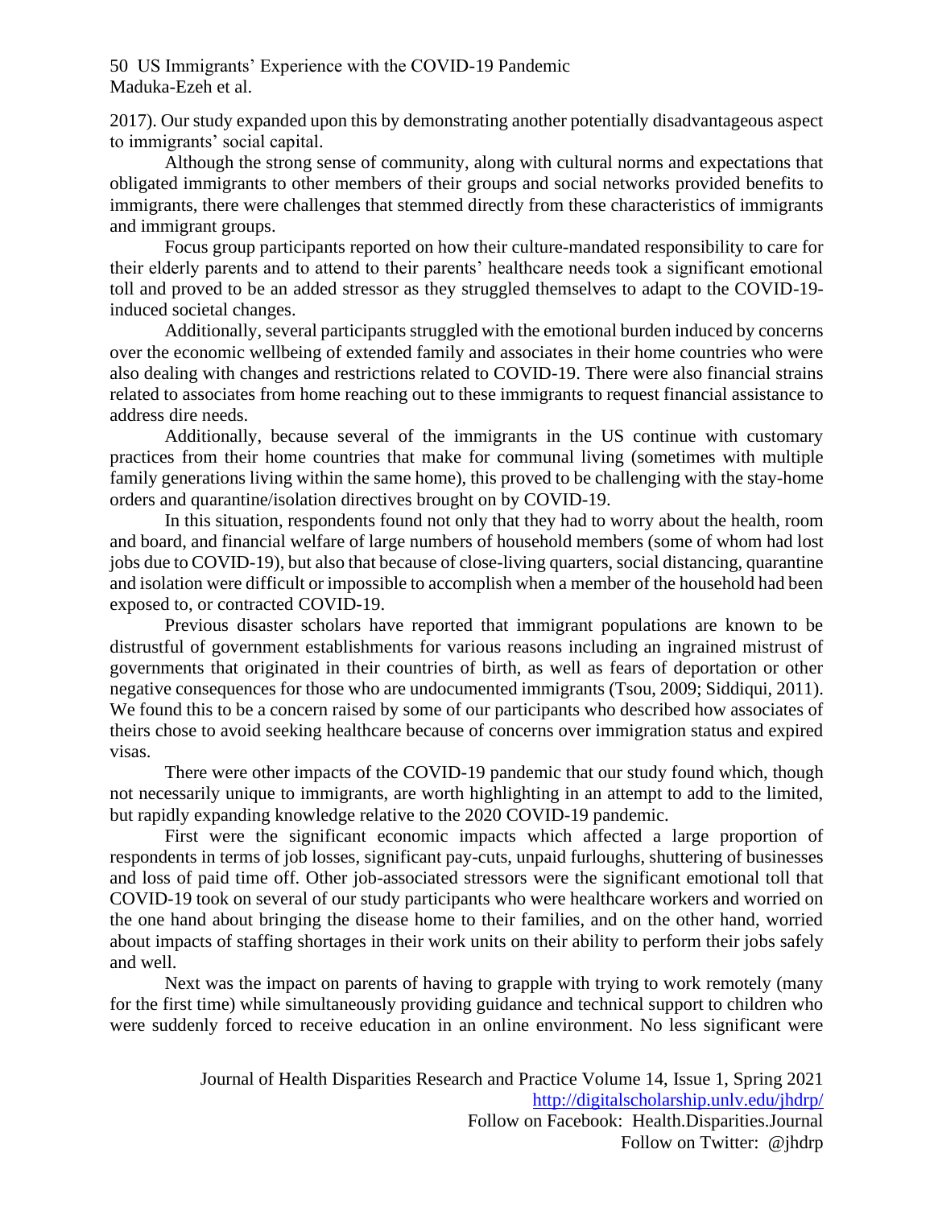2017). Our study expanded upon this by demonstrating another potentially disadvantageous aspect to immigrants' social capital.

Although the strong sense of community, along with cultural norms and expectations that obligated immigrants to other members of their groups and social networks provided benefits to immigrants, there were challenges that stemmed directly from these characteristics of immigrants and immigrant groups.

Focus group participants reported on how their culture-mandated responsibility to care for their elderly parents and to attend to their parents' healthcare needs took a significant emotional toll and proved to be an added stressor as they struggled themselves to adapt to the COVID-19-induced societal changes.

Additionally, several participants struggled with the emotional burden induced by concerns over the economic wellbeing of extended family and associates in their home countries who were also dealing with changes and restrictions related to COVID-19. There were also financial strains related to associates from home reaching out to these immigrants to request financial assistance to address dire needs.

Additionally, because several of the immigrants in the US continue with customary practices from their home countries that make for communal living (sometimes with multiple family generations living within the same home), this proved to be challenging with the stay-home orders and quarantine/isolation directives brought on by COVID-19.

In this situation, respondents found not only that they had to worry about the health, room and board, and financial welfare of large numbers of household members (some of whom had lost jobs due to COVID-19), but also that because of close-living quarters, social distancing, quarantine and isolation were difficult or impossible to accomplish when a member of the household had been exposed to, or contracted COVID-19.

Previous disaster scholars have reported that immigrant populations are known to be distrustful of government establishments for various reasons including an ingrained mistrust of governments that originated in their countries of birth, as well as fears of deportation or other negative consequences for those who are undocumented immigrants (Tsou, 2009; Siddiqui, 2011). We found this to be a concern raised by some of our participants who described how associates of theirs chose to avoid seeking healthcare because of concerns over immigration status and expired visas.

There were other impacts of the COVID-19 pandemic that our study found which, though not necessarily unique to immigrants, are worth highlighting in an attempt to add to the limited, but rapidly expanding knowledge relative to the 2020 COVID-19 pandemic.

First were the significant economic impacts which affected a large proportion of respondents in terms of job losses, significant pay-cuts, unpaid furloughs, shuttering of businesses and loss of paid time off. Other job-associated stressors were the significant emotional toll that COVID-19 took on several of our study participants who were healthcare workers and worried on the one hand about bringing the disease home to their families, and on the other hand, worried about impacts of staffing shortages in their work units on their ability to perform their jobs safely and well.

Next was the impact on parents of having to grapple with trying to work remotely (many for the first time) while simultaneously providing guidance and technical support to children who were suddenly forced to receive education in an online environment. No less significant were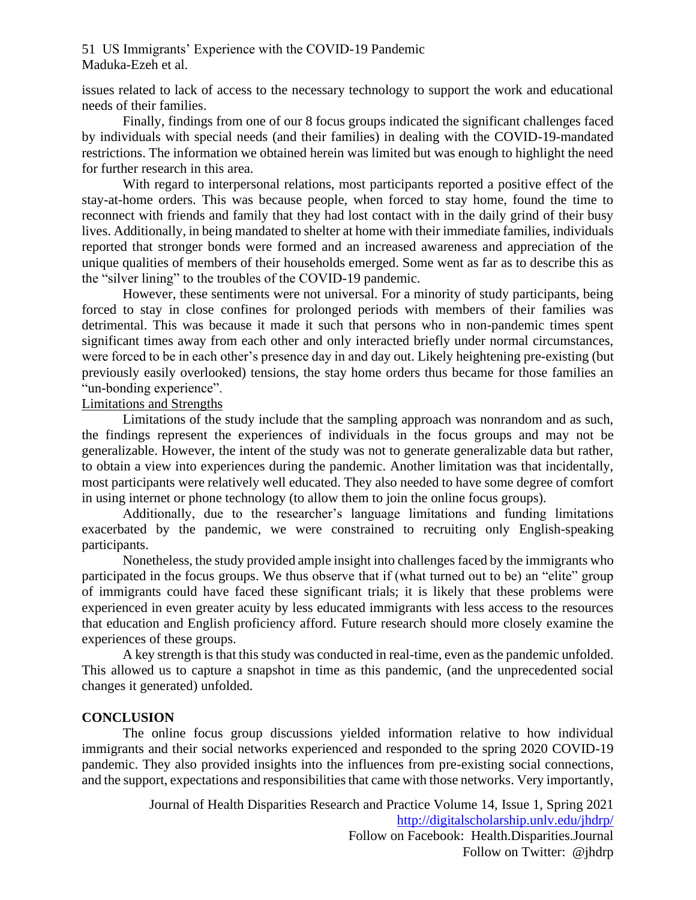issues related to lack of access to the necessary technology to support the work and educational needs of their families.

Finally, findings from one of our 8 focus groups indicated the significant challenges faced by individuals with special needs (and their families) in dealing with the COVID-19-mandated restrictions. The information we obtained herein was limited but was enough to highlight the need for further research in this area.

With regard to interpersonal relations, most participants reported a positive effect of the stay-at-home orders. This was because people, when forced to stay home, found the time to reconnect with friends and family that they had lost contact with in the daily grind of their busy lives. Additionally, in being mandated to shelter at home with their immediate families, individuals reported that stronger bonds were formed and an increased awareness and appreciation of the unique qualities of members of their households emerged. Some went as far as to describe this as the "silver lining" to the troubles of the COVID-19 pandemic.

However, these sentiments were not universal. For a minority of study participants, being forced to stay in close confines for prolonged periods with members of their families was detrimental. This was because it made it such that persons who in non-pandemic times spent significant times away from each other and only interacted briefly under normal circumstances, were forced to be in each other's presence day in and day out. Likely heightening pre-existing (but previously easily overlooked) tensions, the stay home orders thus became for those families an "un-bonding experience".

Limitations and Strengths

Limitations of the study include that the sampling approach was nonrandom and as such, the findings represent the experiences of individuals in the focus groups and may not be generalizable. However, the intent of the study was not to generate generalizable data but rather, to obtain a view into experiences during the pandemic. Another limitation was that incidentally, most participants were relatively well educated. They also needed to have some degree of comfort in using internet or phone technology (to allow them to join the online focus groups).

Additionally, due to the researcher's language limitations and funding limitations exacerbated by the pandemic, we were constrained to recruiting only English-speaking participants.

Nonetheless, the study provided ample insight into challenges faced by the immigrants who participated in the focus groups. We thus observe that if (what turned out to be) an "elite" group of immigrants could have faced these significant trials; it is likely that these problems were experienced in even greater acuity by less educated immigrants with less access to the resources that education and English proficiency afford. Future research should more closely examine the experiences of these groups.

A key strength is that this study was conducted in real-time, even as the pandemic unfolded. This allowed us to capture a snapshot in time as this pandemic, (and the unprecedented social changes it generated) unfolded.

## CONCLUSION

The online focus group discussions yielded information relative to how individual immigrants and their social networks experienced and responded to the spring 2020 COVID-19 pandemic. They also provided insights into the influences from pre-existing social connections, and the support, expectations and responsibilities that came with those networks. Very importantly,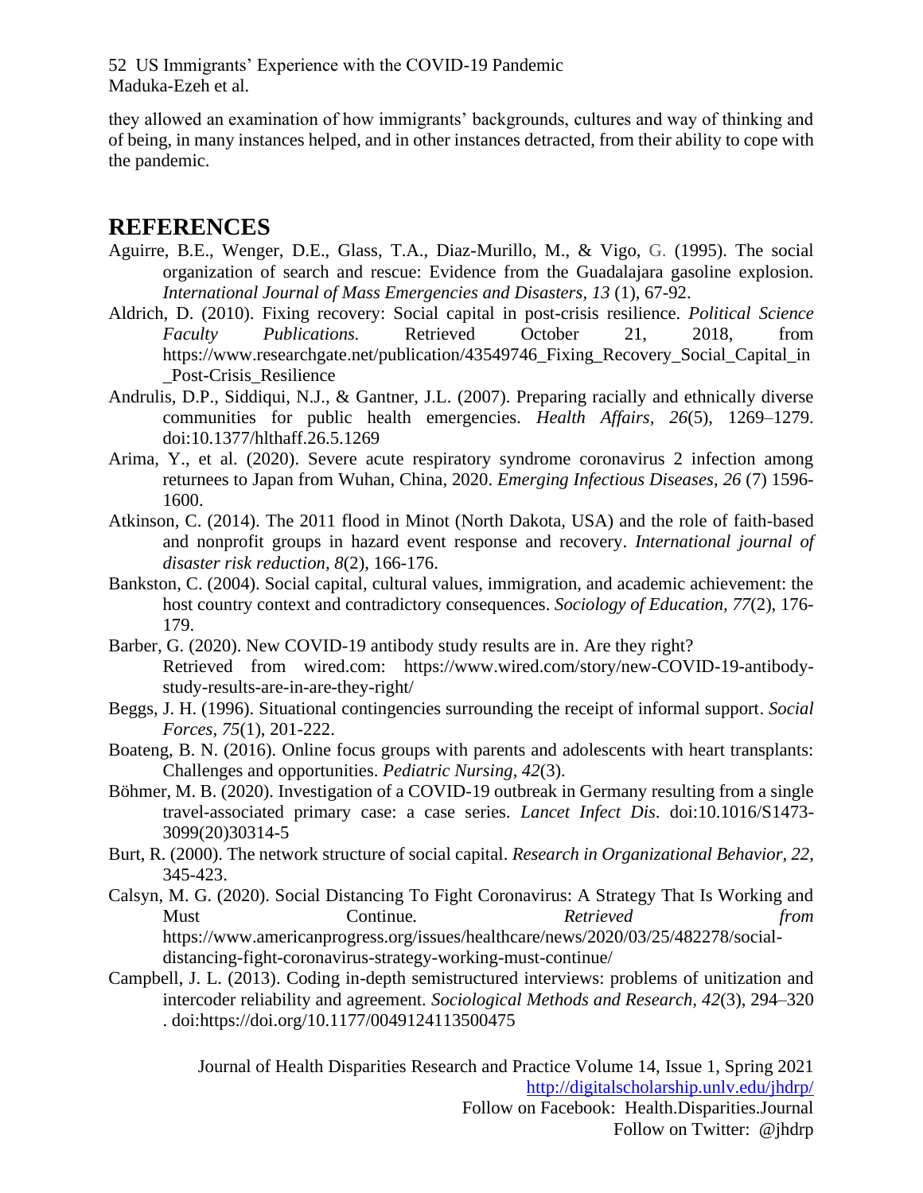they allowed an examination of how immigrants' backgrounds, cultures and way of thinking and of being, in many instances helped, and in other instances detracted, from their ability to cope with the pandemic.

## REFERENCES

Aguirre, B.E., Wenger, D.E., Glass, T.A., Diaz-Murillo, M., & Vigo, G. (1995). The social organization of search and rescue: Evidence from the Guadalajara gasoline explosion. *International Journal of Mass Emergencies and Disasters, 13* (1), 67-92.

Aldrich, D. (2010). Fixing recovery: Social capital in post-crisis resilience. *Political Science Faculty Publications.* Retrieved October 21, 2018, from https://www.researchgate.net/publication/43549746_Fixing_Recovery_Social_Capital_in_Post-Crisis_Resilience

Andrulis, D.P., Siddiqui, N.J., & Gantner, J.L. (2007). Preparing racially and ethnically diverse communities for public health emergencies. *Health Affairs, 26*(5), 1269–1279. doi:10.1377/hlthaff.26.5.1269

Arima, Y., et al. (2020). Severe acute respiratory syndrome coronavirus 2 infection among returnees to Japan from Wuhan, China, 2020. *Emerging Infectious Diseases, 26* (7) 1596-1600.

Atkinson, C. (2014). The 2011 flood in Minot (North Dakota, USA) and the role of faith-based and nonprofit groups in hazard event response and recovery. *International journal of disaster risk reduction, 8*(2), 166-176.

Bankston, C. (2004). Social capital, cultural values, immigration, and academic achievement: the host country context and contradictory consequences. *Sociology of Education, 77*(2), 176-179.

Barber, G. (2020). New COVID-19 antibody study results are in. Are they right? Retrieved from wired.com: https://www.wired.com/story/new-COVID-19-antibody-study-results-are-in-are-they-right/

Beggs, J. H. (1996). Situational contingencies surrounding the receipt of informal support. *Social Forces, 75*(1), 201-222.

Boateng, B. N. (2016). Online focus groups with parents and adolescents with heart transplants: Challenges and opportunities. *Pediatric Nursing, 42*(3).

Böhmer, M. B. (2020). Investigation of a COVID-19 outbreak in Germany resulting from a single travel-associated primary case: a case series. *Lancet Infect Dis.* doi:10.1016/S1473-3099(20)30314-5

Burt, R. (2000). The network structure of social capital. *Research in Organizational Behavior, 22*, 345-423.

Calsyn, M. G. (2020). Social Distancing To Fight Coronavirus: A Strategy That Is Working and Must Continue. *Retrieved from* https://www.americanprogress.org/issues/healthcare/news/2020/03/25/482278/social-distancing-fight-coronavirus-strategy-working-must-continue/

Campbell, J. L. (2013). Coding in-depth semistructured interviews: problems of unitization and intercoder reliability and agreement. *Sociological Methods and Research, 42*(3), 294–320 . doi:https://doi.org/10.1177/0049124113500475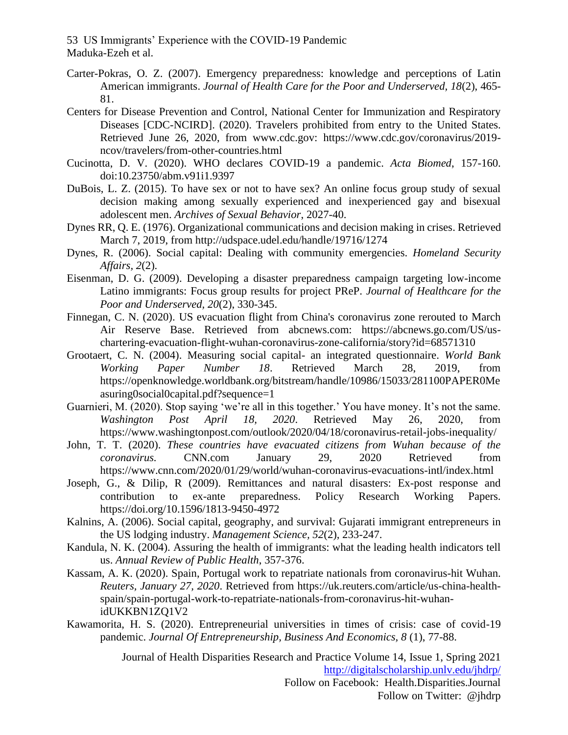Carter-Pokras, O. Z. (2007). Emergency preparedness: knowledge and perceptions of Latin American immigrants. *Journal of Health Care for the Poor and Underserved, 18*(2), 465-81.

Centers for Disease Prevention and Control, National Center for Immunization and Respiratory Diseases [CDC-NCIRD]. (2020). Travelers prohibited from entry to the United States. Retrieved June 26, 2020, from www.cdc.gov: https://www.cdc.gov/coronavirus/2019-ncov/travelers/from-other-countries.html

Cucinotta, D. V. (2020). WHO declares COVID-19 a pandemic. *Acta Biomed*, 157-160. doi:10.23750/abm.v91i1.9397

DuBois, L. Z. (2015). To have sex or not to have sex? An online focus group study of sexual decision making among sexually experienced and inexperienced gay and bisexual adolescent men. *Archives of Sexual Behavior*, 2027-40.

Dynes RR, Q. E. (1976). Organizational communications and decision making in crises. Retrieved March 7, 2019, from http://udspace.udel.edu/handle/19716/1274

Dynes, R. (2006). Social capital: Dealing with community emergencies. *Homeland Security Affairs, 2*(2).

Eisenman, D. G. (2009). Developing a disaster preparedness campaign targeting low-income Latino immigrants: Focus group results for project PReP. *Journal of Healthcare for the Poor and Underserved, 20*(2), 330-345.

Finnegan, C. N. (2020). US evacuation flight from China's coronavirus zone rerouted to March Air Reserve Base. Retrieved from abcnews.com: https://abcnews.go.com/US/us-chartering-evacuation-flight-wuhan-coronavirus-zone-california/story?id=68571310

Grootaert, C. N. (2004). Measuring social capital- an integrated questionnaire. *World Bank Working Paper Number 18*. Retrieved March 28, 2019, from https://openknowledge.worldbank.org/bitstream/handle/10986/15033/281100PAPER0Measuring0social0capital.pdf?sequence=1

Guarnieri, M. (2020). Stop saying 'we're all in this together.' You have money. It's not the same. *Washington Post April 18, 2020*. Retrieved May 26, 2020, from https://www.washingtonpost.com/outlook/2020/04/18/coronavirus-retail-jobs-inequality/

John, T. T. (2020). *These countries have evacuated citizens from Wuhan because of the coronavirus.* CNN.com January 29, 2020 Retrieved from https://www.cnn.com/2020/01/29/world/wuhan-coronavirus-evacuations-intl/index.html

Joseph, G., & Dilip, R (2009). Remittances and natural disasters: Ex-post response and contribution to ex-ante preparedness. Policy Research Working Papers. https://doi.org/10.1596/1813-9450-4972

Kalnins, A. (2006). Social capital, geography, and survival: Gujarati immigrant entrepreneurs in the US lodging industry. *Management Science, 52*(2), 233-247.

Kandula, N. K. (2004). Assuring the health of immigrants: what the leading health indicators tell us. *Annual Review of Public Health*, 357-376.

Kassam, A. K. (2020). Spain, Portugal work to repatriate nationals from coronavirus-hit Wuhan. *Reuters, January 27, 2020*. Retrieved from https://uk.reuters.com/article/us-china-health-spain/spain-portugal-work-to-repatriate-nationals-from-coronavirus-hit-wuhan-idUKKBN1ZQ1V2

Kawamorita, H. S. (2020). Entrepreneurial universities in times of crisis: case of covid-19 pandemic. *Journal Of Entrepreneurship, Business And Economics, 8* (1), 77-88.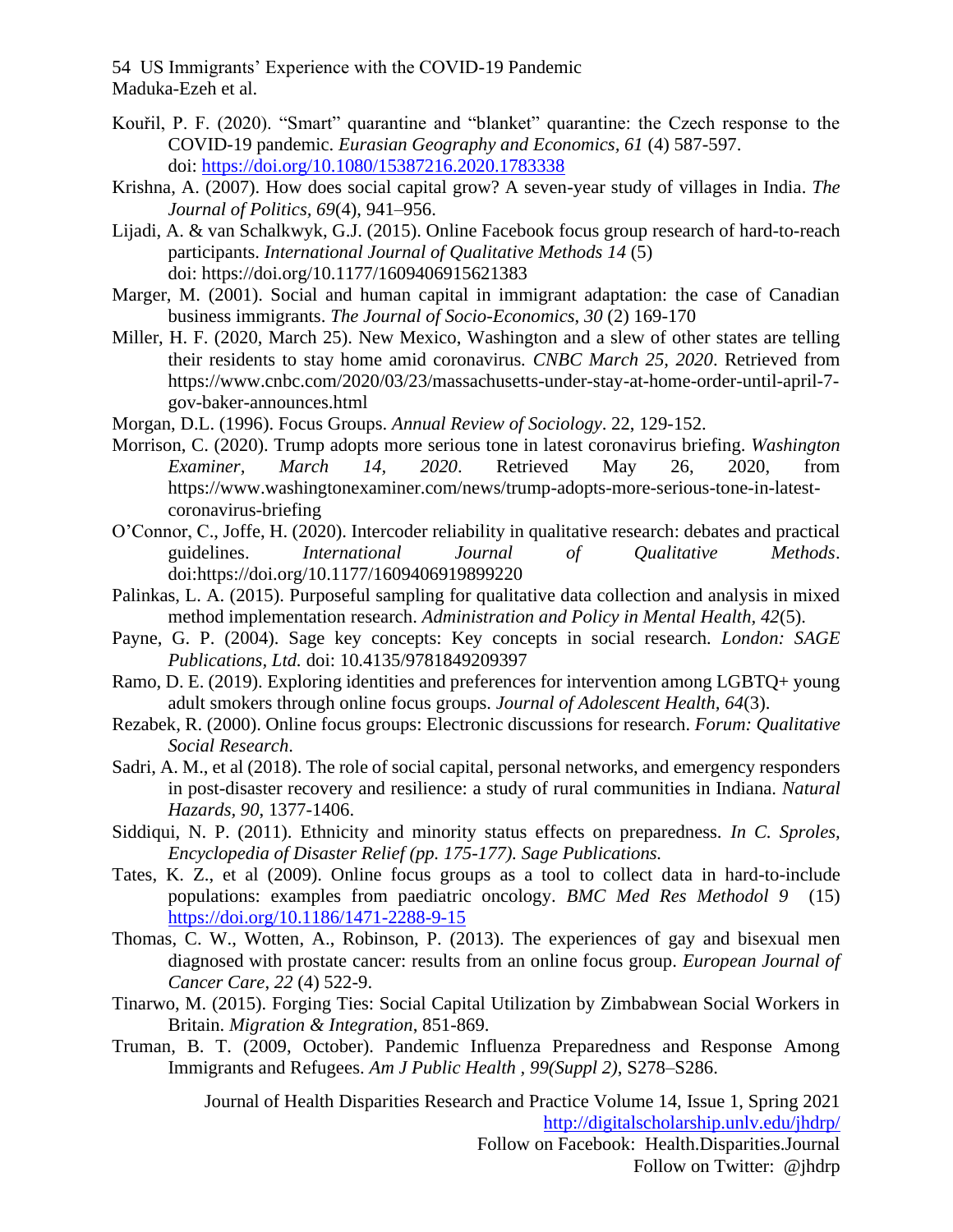Kouřil, P. F. (2020). "Smart" quarantine and "blanket" quarantine: the Czech response to the COVID-19 pandemic. *Eurasian Geography and Economics, 61* (4) 587-597. doi: https://doi.org/10.1080/15387216.2020.1783338

Krishna, A. (2007). How does social capital grow? A seven-year study of villages in India. *The Journal of Politics*, *69*(4), 941–956.

Lijadi, A. & van Schalkwyk, G.J. (2015). Online Facebook focus group research of hard-to-reach participants. *International Journal of Qualitative Methods 14* (5) doi: https://doi.org/10.1177/1609406915621383

Marger, M. (2001). Social and human capital in immigrant adaptation: the case of Canadian business immigrants. *The Journal of Socio-Economics*, *30* (2) 169-170

Miller, H. F. (2020, March 25). New Mexico, Washington and a slew of other states are telling their residents to stay home amid coronavirus. *CNBC March 25, 2020*. Retrieved from https://www.cnbc.com/2020/03/23/massachusetts-under-stay-at-home-order-until-april-7-gov-baker-announces.html

Morgan, D.L. (1996). Focus Groups. *Annual Review of Sociology*. 22, 129-152.

Morrison, C. (2020). Trump adopts more serious tone in latest coronavirus briefing. *Washington Examiner, March 14, 2020*. Retrieved May 26, 2020, from https://www.washingtonexaminer.com/news/trump-adopts-more-serious-tone-in-latest-coronavirus-briefing

O'Connor, C., Joffe, H. (2020). Intercoder reliability in qualitative research: debates and practical guidelines. *International Journal of Qualitative Methods*. doi:https://doi.org/10.1177/1609406919899220

Palinkas, L. A. (2015). Purposeful sampling for qualitative data collection and analysis in mixed method implementation research. *Administration and Policy in Mental Health*, *42*(5).

Payne, G. P. (2004). Sage key concepts: Key concepts in social research. *London: SAGE Publications, Ltd.* doi: 10.4135/9781849209397

Ramo, D. E. (2019). Exploring identities and preferences for intervention among LGBTQ+ young adult smokers through online focus groups. *Journal of Adolescent Health, 64*(3).

Rezabek, R. (2000). Online focus groups: Electronic discussions for research. *Forum: Qualitative Social Research*.

Sadri, A. M., et al (2018). The role of social capital, personal networks, and emergency responders in post-disaster recovery and resilience: a study of rural communities in Indiana. *Natural Hazards*, *90*, 1377-1406.

Siddiqui, N. P. (2011). Ethnicity and minority status effects on preparedness. *In C. Sproles, Encyclopedia of Disaster Relief (pp. 175-177). Sage Publications.*

Tates, K. Z., et al (2009). Online focus groups as a tool to collect data in hard-to-include populations: examples from paediatric oncology. *BMC Med Res Methodol 9* (15) https://doi.org/10.1186/1471-2288-9-15

Thomas, C. W., Wotten, A., Robinson, P. (2013). The experiences of gay and bisexual men diagnosed with prostate cancer: results from an online focus group. *European Journal of Cancer Care*, *22* (4) 522-9.

Tinarwo, M. (2015). Forging Ties: Social Capital Utilization by Zimbabwean Social Workers in Britain. *Migration & Integration*, 851-869.

Truman, B. T. (2009, October). Pandemic Influenza Preparedness and Response Among Immigrants and Refugees. *Am J Public Health , 99(Suppl 2)*, S278–S286.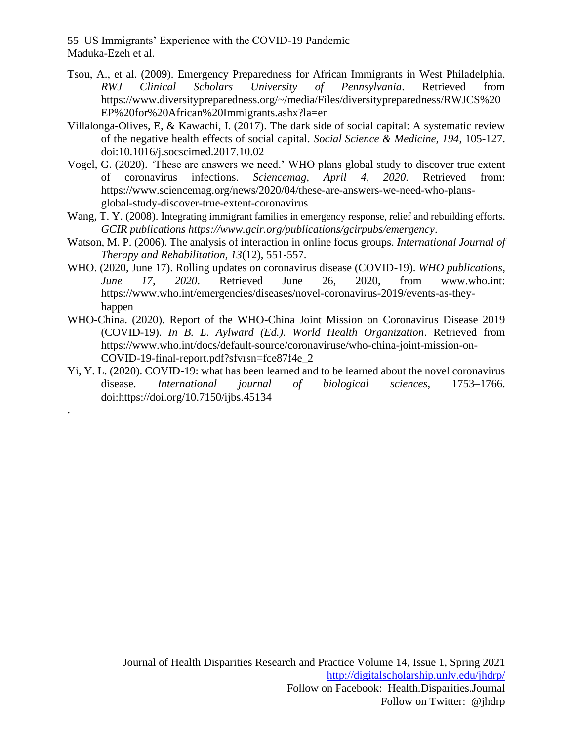Tsou, A., et al. (2009). Emergency Preparedness for African Immigrants in West Philadelphia. *RWJ Clinical Scholars University of Pennsylvania*. Retrieved from https://www.diversitypreparedness.org/~/media/Files/diversitypreparedness/RWJCS%20EP%20for%20African%20Immigrants.ashx?la=en

Villalonga-Olives, E, & Kawachi, I. (2017). The dark side of social capital: A systematic review of the negative health effects of social capital. *Social Science & Medicine, 194*, 105-127. doi:10.1016/j.socscimed.2017.10.02

Vogel, G. (2020). 'These are answers we need.' WHO plans global study to discover true extent of coronavirus infections. *Sciencemag, April 4, 2020*. Retrieved from: https://www.sciencemag.org/news/2020/04/these-are-answers-we-need-who-plans-global-study-discover-true-extent-coronavirus

Wang, T. Y. (2008). Integrating immigrant families in emergency response, relief and rebuilding efforts. *GCIR publications https://www.gcir.org/publications/gcirpubs/emergency*.

Watson, M. P. (2006). The analysis of interaction in online focus groups. *International Journal of Therapy and Rehabilitation, 13*(12), 551-557.

WHO. (2020, June 17). Rolling updates on coronavirus disease (COVID-19). *WHO publications, June 17, 2020*. Retrieved June 26, 2020, from www.who.int: https://www.who.int/emergencies/diseases/novel-coronavirus-2019/events-as-they-happen

WHO-China. (2020). Report of the WHO-China Joint Mission on Coronavirus Disease 2019 (COVID-19). *In B. L. Aylward (Ed.). World Health Organization*. Retrieved from https://www.who.int/docs/default-source/coronaviruse/who-china-joint-mission-on-COVID-19-final-report.pdf?sfvrsn=fce87f4e_2

Yi, Y. L. (2020). COVID-19: what has been learned and to be learned about the novel coronavirus disease. *International journal of biological sciences*, 1753–1766. doi:https://doi.org/10.7150/ijbs.45134